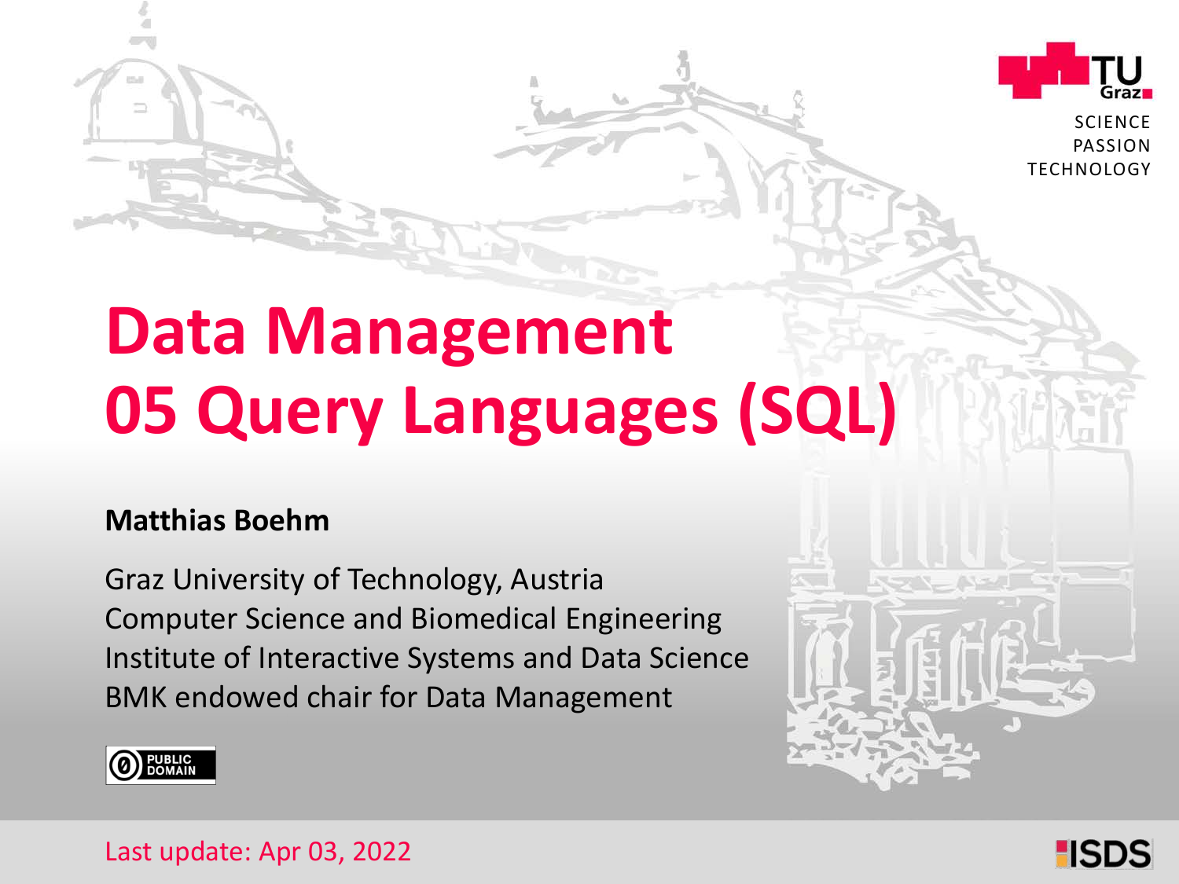# Data Management
# 05 Query Languages (SQL)

**Matthias Boehm**

Graz University of Technology, Austria
Computer Science and Biomedical Engineering
Institute of Interactive Systems and Data Science
BMK endowed chair for Data Management

PUBLIC DOMAIN

Last update: Apr 03, 2022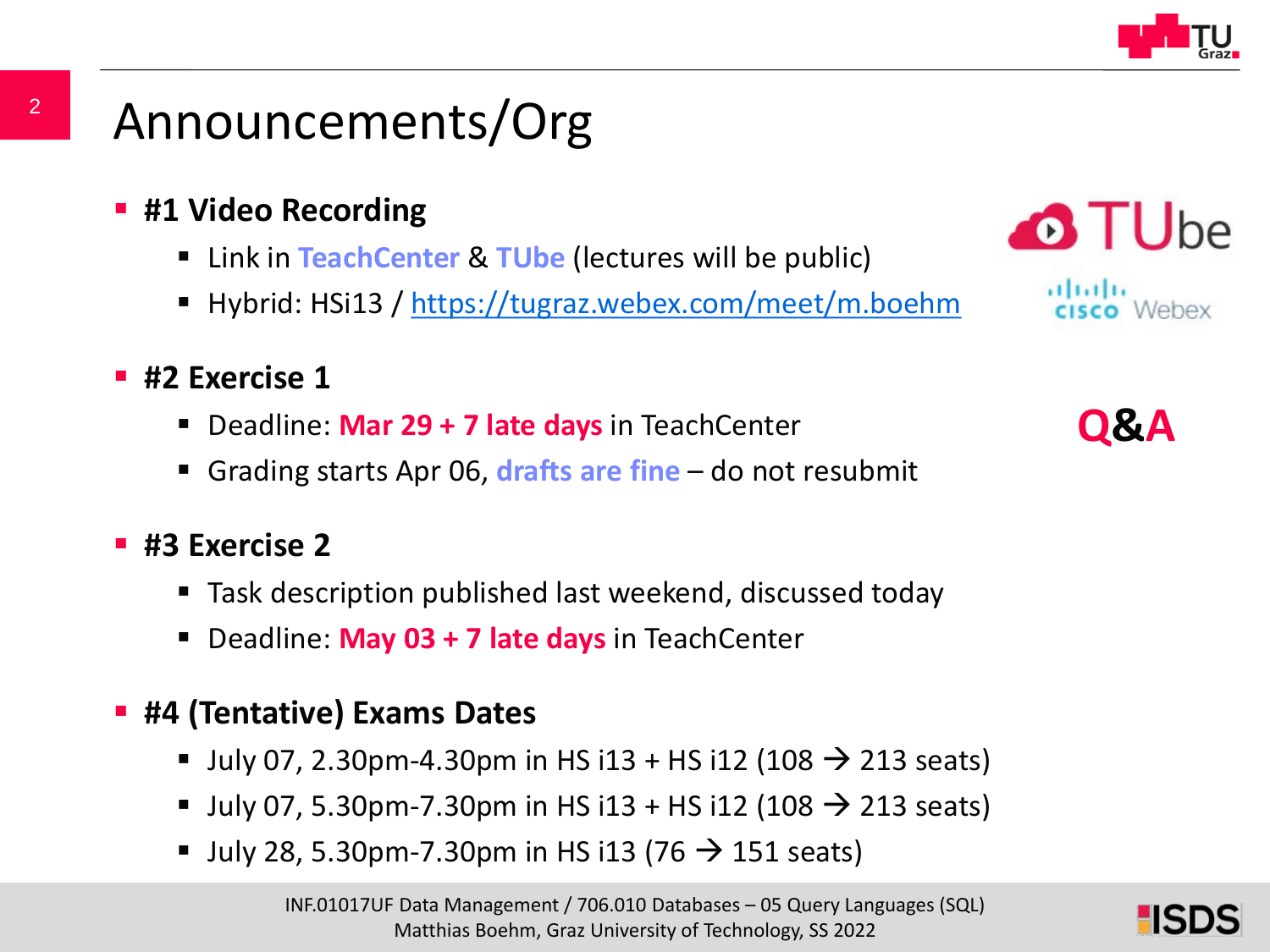# Announcements/Org

- **#1 Video Recording**
  - Link in **TeachCenter** & **TUbe** (lectures will be public)
  - Hybrid: HSi13 / https://tugraz.webex.com/meet/m.boehm
- **#2 Exercise 1**
  - Deadline: **Mar 29 + 7 late days** in TeachCenter
  - Grading starts Apr 06, **drafts are fine** – do not resubmit
- **#3 Exercise 2**
  - Task description published last weekend, discussed today
  - Deadline: **May 03 + 7 late days** in TeachCenter
- **#4 (Tentative) Exams Dates**
  - July 07, 2.30pm-4.30pm in HS i13 + HS i12 (108 → 213 seats)
  - July 07, 5.30pm-7.30pm in HS i13 + HS i12 (108 → 213 seats)
  - July 28, 5.30pm-7.30pm in HS i13 (76 → 151 seats)

**Q&A**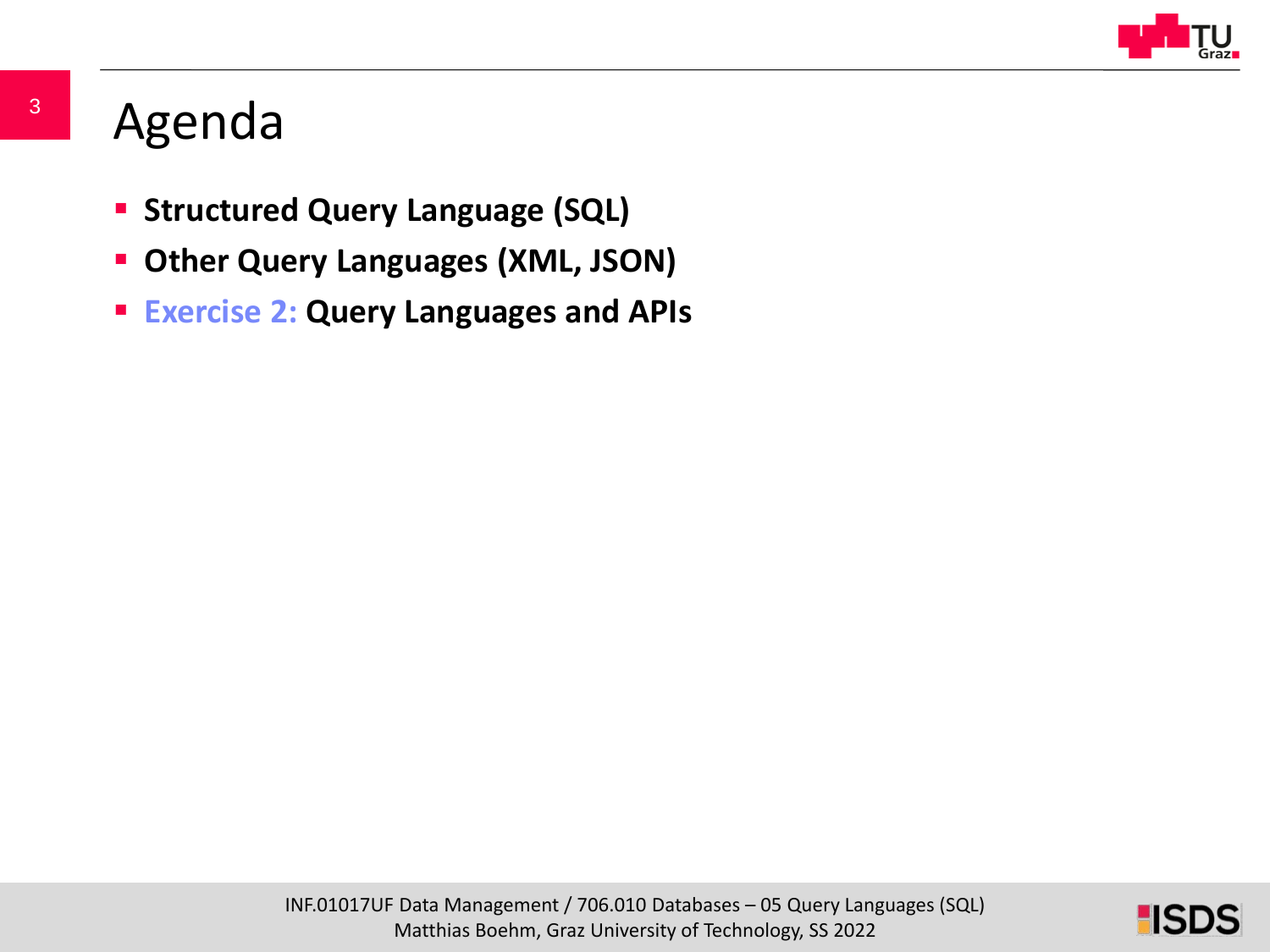# Agenda

- **Structured Query Language (SQL)**
- **Other Query Languages (XML, JSON)**
- **Exercise 2: Query Languages and APIs**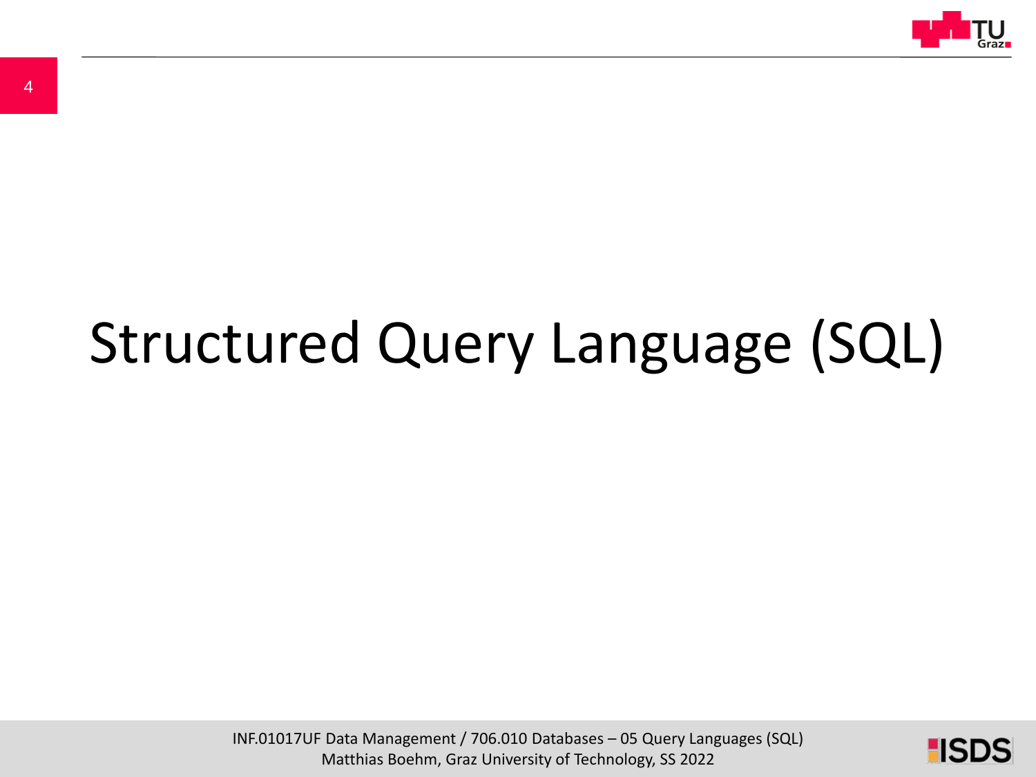# Structured Query Language (SQL)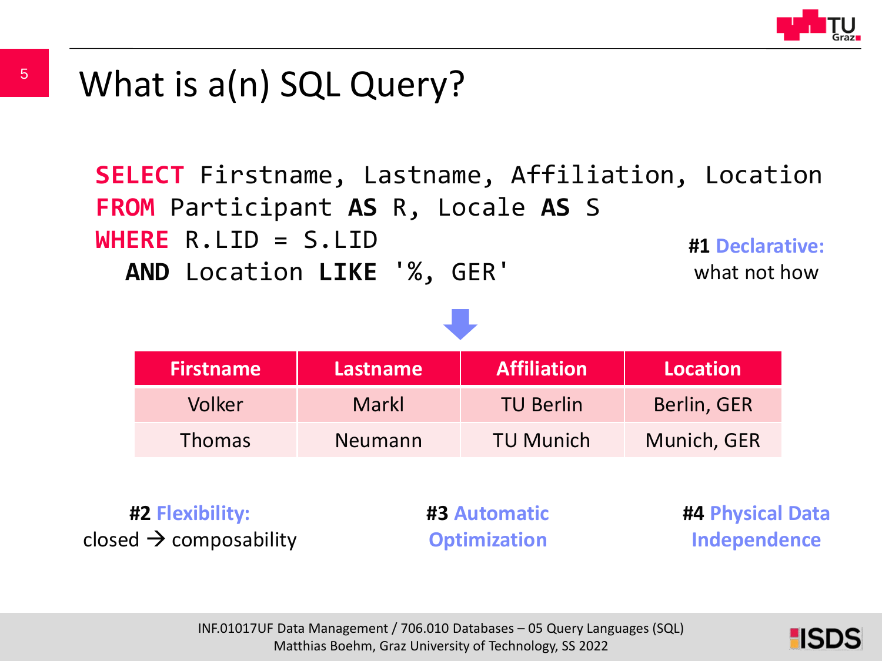# What is a(n) SQL Query?

```
SELECT Firstname, Lastname, Affiliation, Location
FROM Participant AS R, Locale AS S
WHERE R.LID = S.LID
  AND Location LIKE '%, GER'
```

**#1 Declarative:** what not how

| Firstname | Lastname | Affiliation | Location |
|---|---|---|---|
| Volker | Markl | TU Berlin | Berlin, GER |
| Thomas | Neumann | TU Munich | Munich, GER |

**#2 Flexibility:** closed → composability

**#3 Automatic Optimization**

**#4 Physical Data Independence**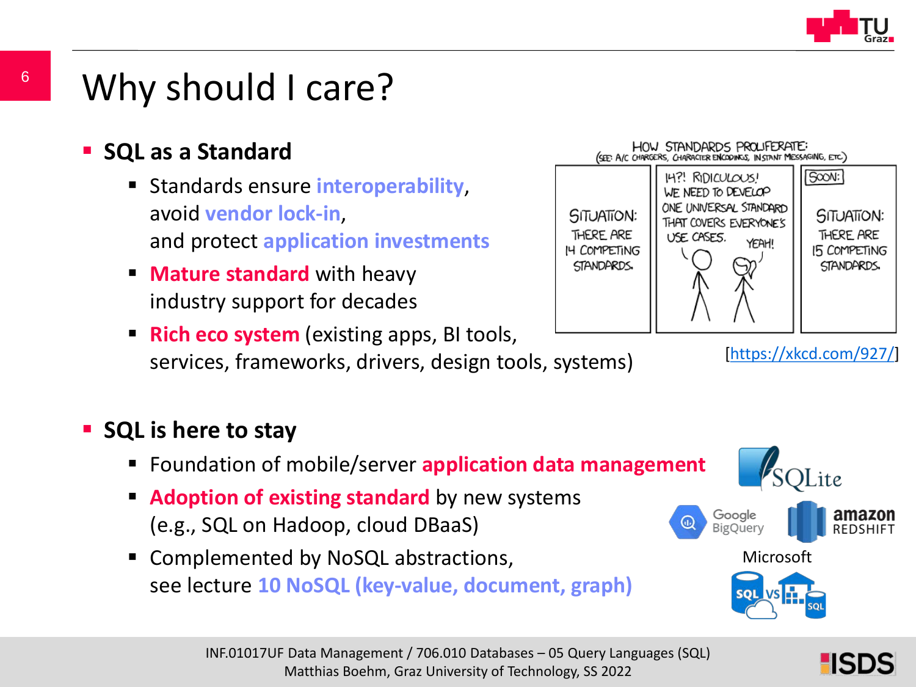# Why should I care?

- **SQL as a Standard**
  - Standards ensure **interoperability**, avoid **vendor lock-in**, and protect **application investments**
  - **Mature standard** with heavy industry support for decades
  - **Rich eco system** (existing apps, BI tools, services, frameworks, drivers, design tools, systems)

[https://xkcd.com/927/]

- **SQL is here to stay**
  - Foundation of mobile/server **application data management**
  - **Adoption of existing standard** by new systems (e.g., SQL on Hadoop, cloud DBaaS)
  - Complemented by NoSQL abstractions, see lecture **10 NoSQL (key-value, document, graph)**

Microsoft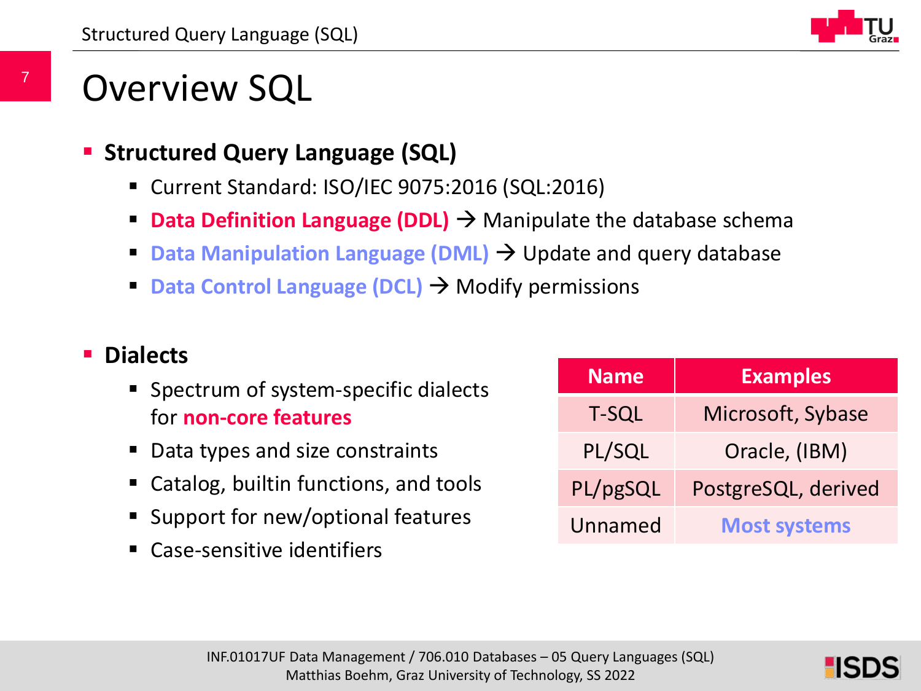# Overview SQL

- **Structured Query Language (SQL)**
  - Current Standard: ISO/IEC 9075:2016 (SQL:2016)
  - **Data Definition Language (DDL)** → Manipulate the database schema
  - **Data Manipulation Language (DML)** → Update and query database
  - **Data Control Language (DCL)** → Modify permissions

- **Dialects**
  - Spectrum of system-specific dialects for **non-core features**
  - Data types and size constraints
  - Catalog, builtin functions, and tools
  - Support for new/optional features
  - Case-sensitive identifiers

| Name | Examples |
|---|---|
| T-SQL | Microsoft, Sybase |
| PL/SQL | Oracle, (IBM) |
| PL/pgSQL | PostgreSQL, derived |
| Unnamed | **Most systems** |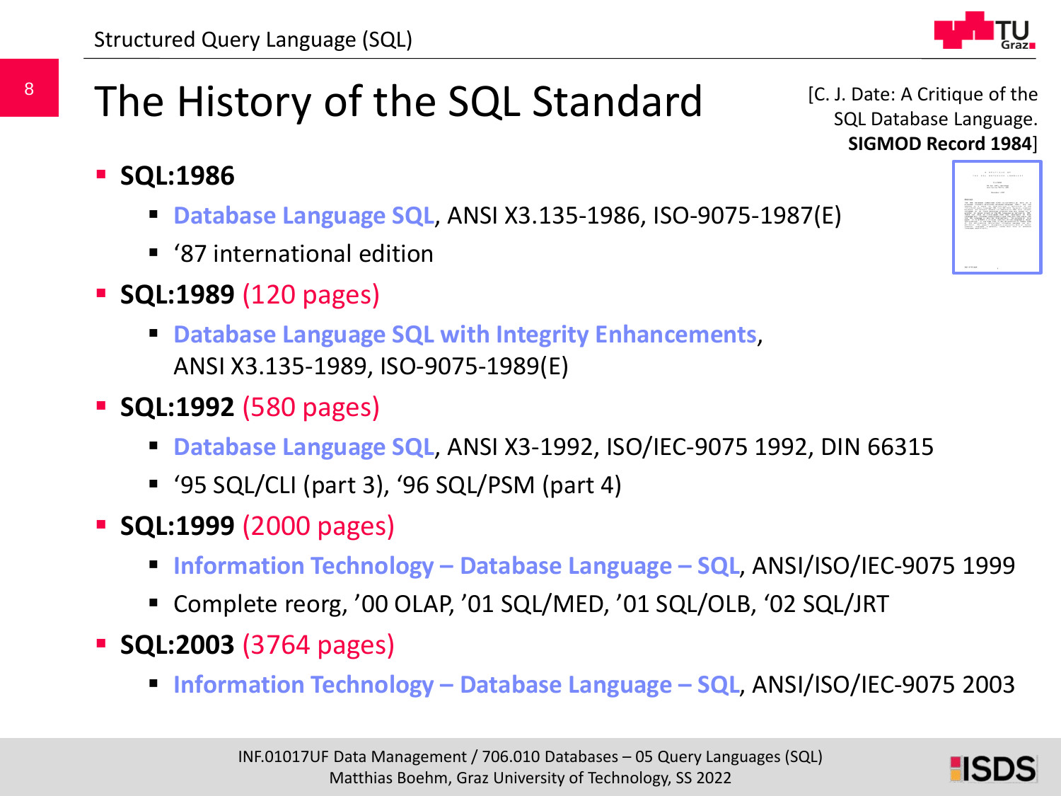# The History of the SQL Standard

[C. J. Date: A Critique of the SQL Database Language. **SIGMOD Record 1984**]

- **SQL:1986**
  - **Database Language SQL**, ANSI X3.135-1986, ISO-9075-1987(E)
  - '87 international edition
- **SQL:1989** (120 pages)
  - **Database Language SQL with Integrity Enhancements**, ANSI X3.135-1989, ISO-9075-1989(E)
- **SQL:1992** (580 pages)
  - **Database Language SQL**, ANSI X3-1992, ISO/IEC-9075 1992, DIN 66315
  - '95 SQL/CLI (part 3), '96 SQL/PSM (part 4)
- **SQL:1999** (2000 pages)
  - **Information Technology – Database Language – SQL**, ANSI/ISO/IEC-9075 1999
  - Complete reorg, '00 OLAP, '01 SQL/MED, '01 SQL/OLB, '02 SQL/JRT
- **SQL:2003** (3764 pages)
  - **Information Technology – Database Language – SQL**, ANSI/ISO/IEC-9075 2003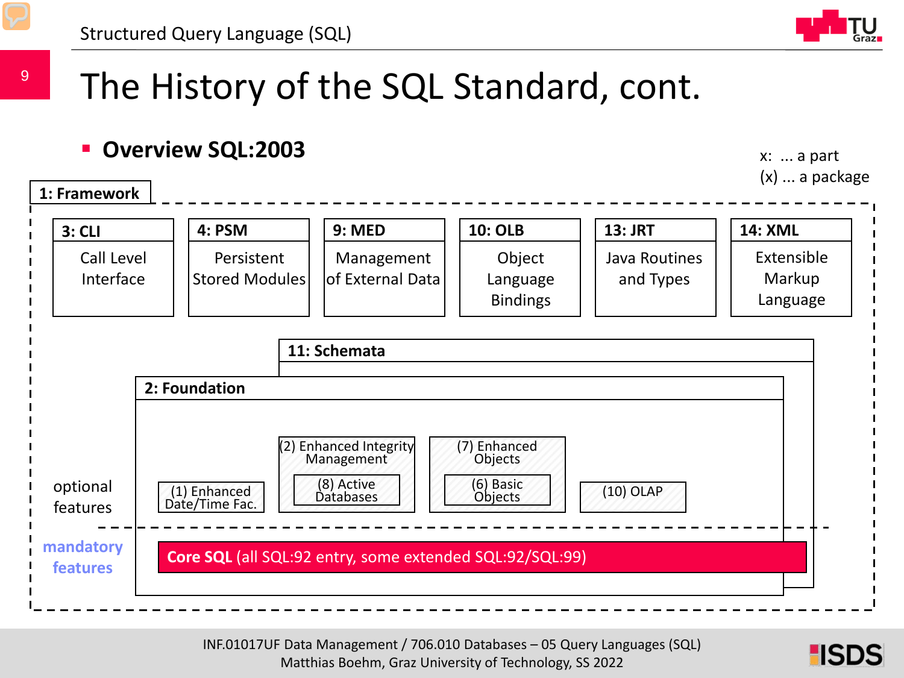# The History of the SQL Standard, cont.

- **Overview SQL:2003**

x: ... a part
(x) ... a package

**1: Framework**

| 3: CLI | 4: PSM | 9: MED | 10: OLB | 13: JRT | 14: XML |
|---|---|---|---|---|---|
| Call Level Interface | Persistent Stored Modules | Management of External Data | Object Language Bindings | Java Routines and Types | Extensible Markup Language |

**11: Schemata**

**2: Foundation**

optional features

- (1) Enhanced Date/Time Fac.
- (2) Enhanced Integrity Management
  - (8) Active Databases
- (7) Enhanced Objects
  - (6) Basic Objects
- (10) OLAP

mandatory features

**Core SQL** (all SQL:92 entry, some extended SQL:92/SQL:99)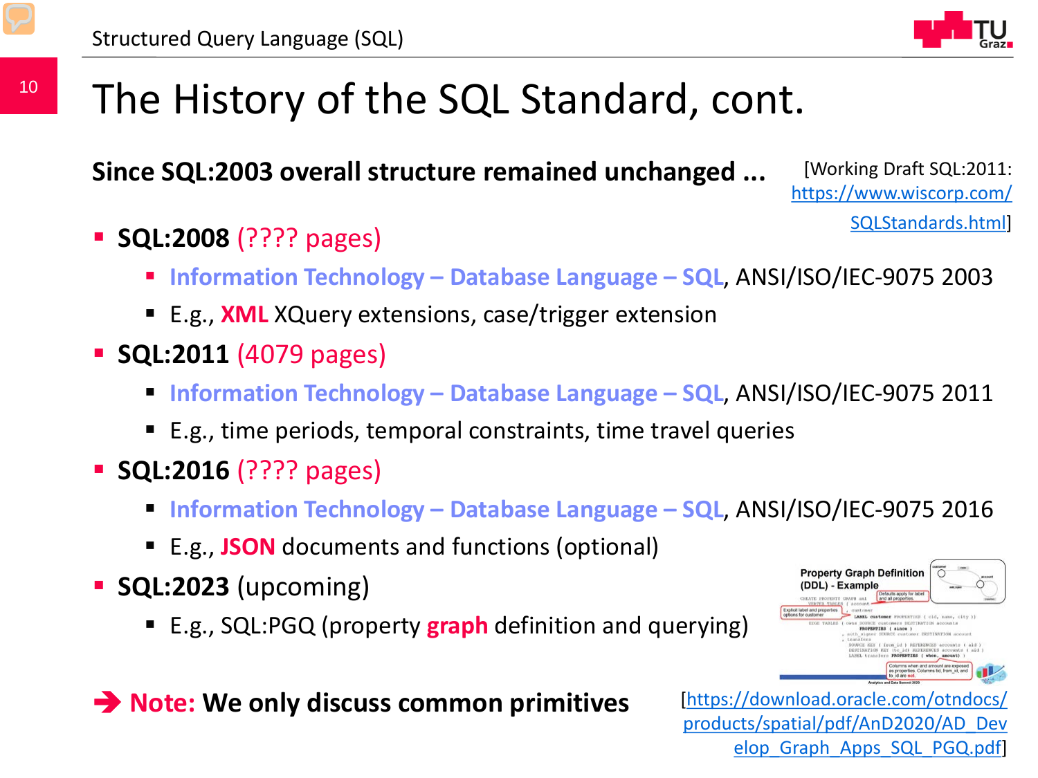# The History of the SQL Standard, cont.

**Since SQL:2003 overall structure remained unchanged ...**

[Working Draft SQL:2011: https://www.wiscorp.com/SQLStandards.html]

- **SQL:2008** (???? pages)
  - Information Technology – Database Language – SQL, ANSI/ISO/IEC-9075 2003
  - E.g., **XML** XQuery extensions, case/trigger extension
- **SQL:2011** (4079 pages)
  - Information Technology – Database Language – SQL, ANSI/ISO/IEC-9075 2011
  - E.g., time periods, temporal constraints, time travel queries
- **SQL:2016** (???? pages)
  - Information Technology – Database Language – SQL, ANSI/ISO/IEC-9075 2016
  - E.g., **JSON** documents and functions (optional)
- **SQL:2023** (upcoming)
  - E.g., SQL:PGQ (property **graph** definition and querying)

[https://download.oracle.com/otndocs/products/spatial/pdf/AnD2020/AD_Develop_Graph_Apps_SQL_PGQ.pdf]

➔ **Note: We only discuss common primitives**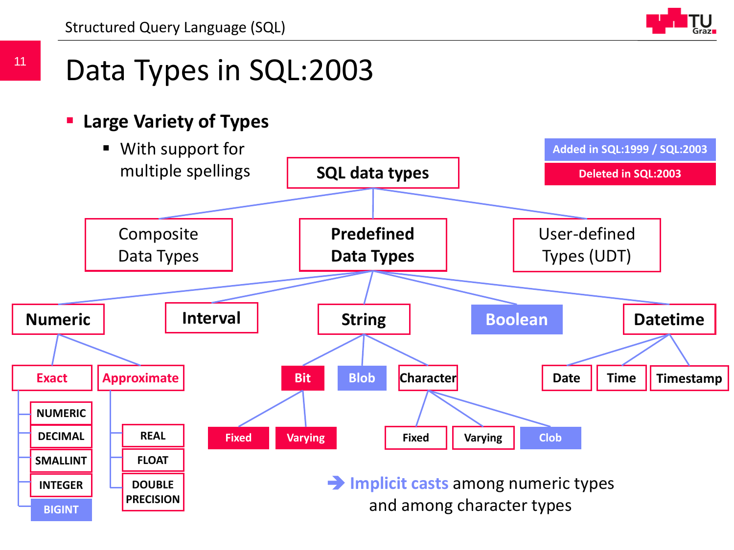# Data Types in SQL:2003

- **Large Variety of Types**
  - With support for multiple spellings

Legend: Added in SQL:1999 / SQL:2003 (blue); Deleted in SQL:2003 (red)

- **SQL data types**
  - Composite Data Types
  - **Predefined Data Types**
    - **Numeric**
      - Exact
        - NUMERIC
        - DECIMAL
        - SMALLINT
        - INTEGER
        - BIGINT
      - Approximate
        - REAL
        - FLOAT
        - DOUBLE PRECISION
    - **Interval**
    - **String**
      - Bit
        - Fixed
        - Varying
      - Blob
      - Character
        - Fixed
        - Varying
        - Clob
    - **Boolean**
    - **Datetime**
      - Date
      - Time
      - Timestamp
  - User-defined Types (UDT)

➔ Implicit casts among numeric types and among character types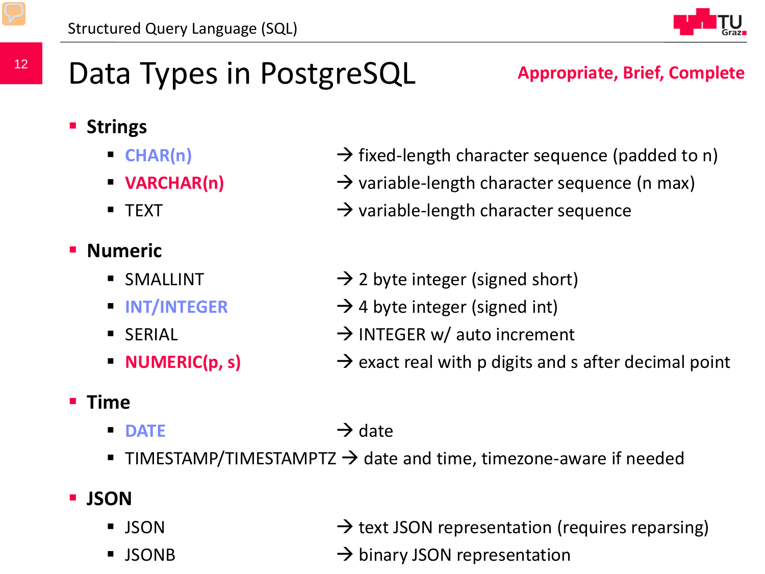# Data Types in PostgreSQL

**Appropriate, Brief, Complete**

- **Strings**
  - **CHAR(n)** → fixed-length character sequence (padded to n)
  - **VARCHAR(n)** → variable-length character sequence (n max)
  - TEXT → variable-length character sequence
- **Numeric**
  - SMALLINT → 2 byte integer (signed short)
  - **INT/INTEGER** → 4 byte integer (signed int)
  - SERIAL → INTEGER w/ auto increment
  - **NUMERIC(p, s)** → exact real with p digits and s after decimal point
- **Time**
  - **DATE** → date
  - TIMESTAMP/TIMESTAMPTZ → date and time, timezone-aware if needed
- **JSON**
  - JSON → text JSON representation (requires reparsing)
  - JSONB → binary JSON representation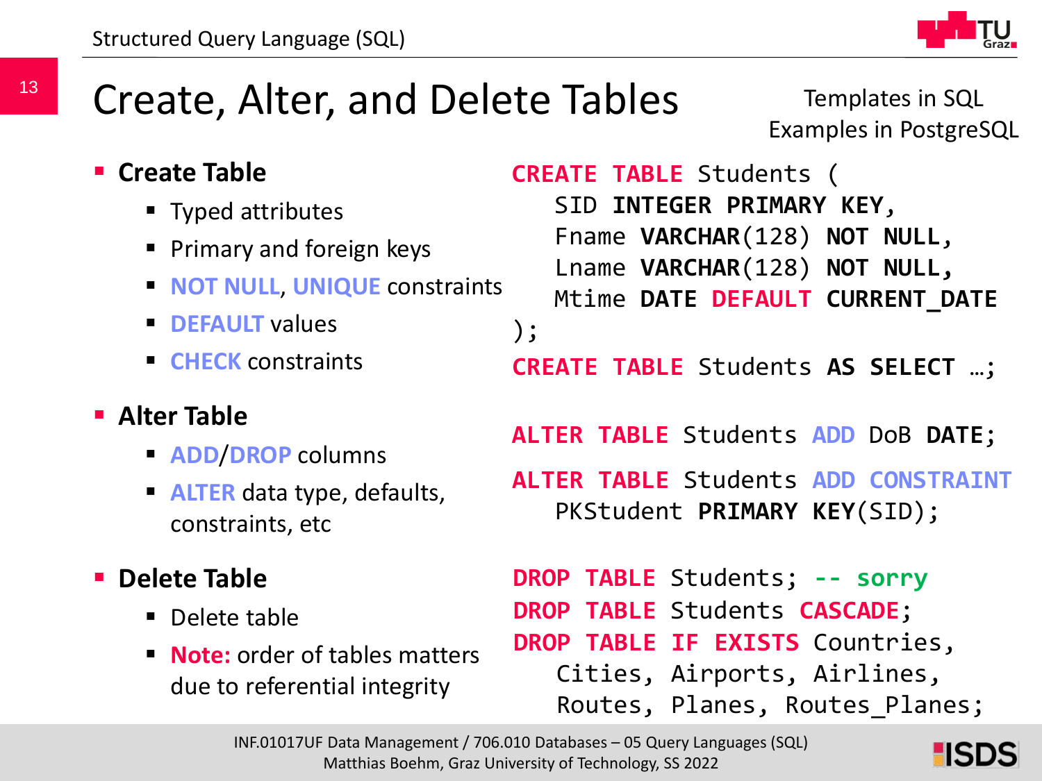# Create, Alter, and Delete Tables

Templates in SQL
Examples in PostgreSQL

- **Create Table**
  - Typed attributes
  - Primary and foreign keys
  - NOT NULL, UNIQUE constraints
  - DEFAULT values
  - CHECK constraints

```sql
CREATE TABLE Students (
   SID INTEGER PRIMARY KEY,
   Fname VARCHAR(128) NOT NULL,
   Lname VARCHAR(128) NOT NULL,
   Mtime DATE DEFAULT CURRENT_DATE
);
CREATE TABLE Students AS SELECT …;
```

- **Alter Table**
  - ADD/DROP columns
  - ALTER data type, defaults, constraints, etc

```sql
ALTER TABLE Students ADD DoB DATE;
ALTER TABLE Students ADD CONSTRAINT
   PKStudent PRIMARY KEY(SID);
```

- **Delete Table**
  - Delete table
  - **Note:** order of tables matters due to referential integrity

```sql
DROP TABLE Students; -- sorry
DROP TABLE Students CASCADE;
DROP TABLE IF EXISTS Countries,
   Cities, Airports, Airlines,
   Routes, Planes, Routes_Planes;
```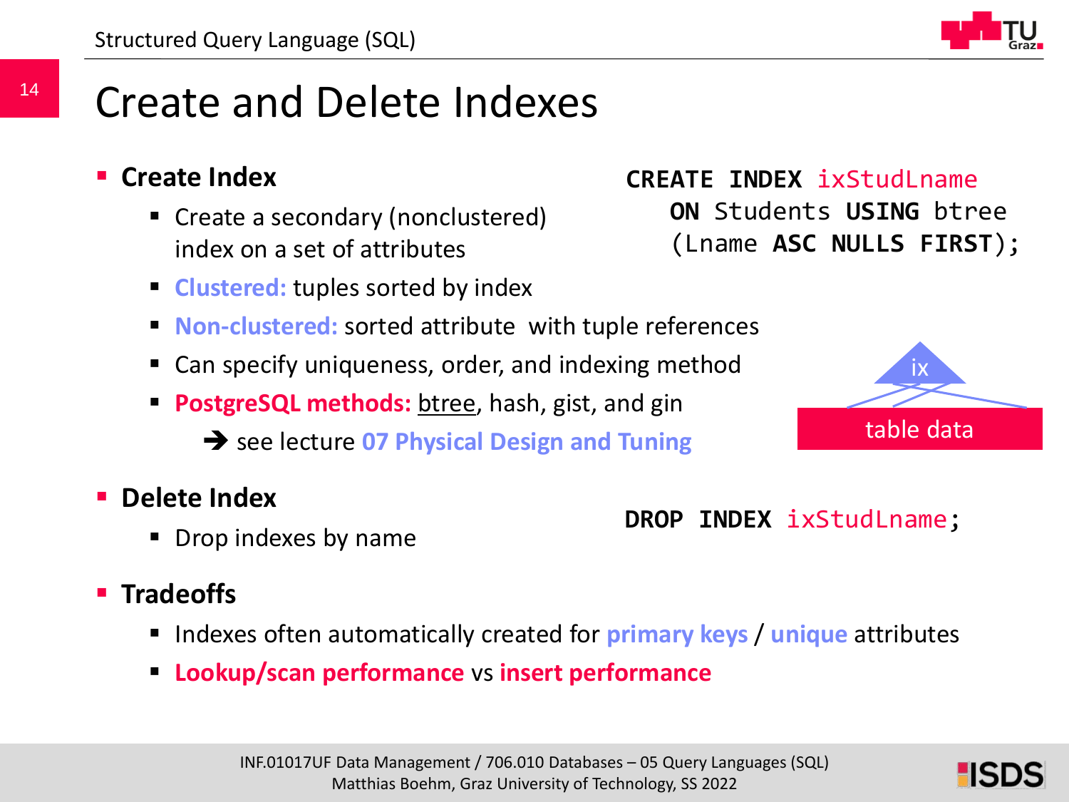# Create and Delete Indexes

- **Create Index**
  - Create a secondary (nonclustered) index on a set of attributes
  - **Clustered:** tuples sorted by index
  - **Non-clustered:** sorted attribute with tuple references
  - Can specify uniqueness, order, and indexing method
  - **PostgreSQL methods:** btree, hash, gist, and gin
    - ➔ see lecture **07 Physical Design and Tuning**

```
CREATE INDEX ixStudLname
   ON Students USING btree
   (Lname ASC NULLS FIRST);
```

ix

table data

- **Delete Index**
  - Drop indexes by name

```
DROP INDEX ixStudLname;
```

- **Tradeoffs**
  - Indexes often automatically created for **primary keys** / **unique** attributes
  - **Lookup/scan performance** vs **insert performance**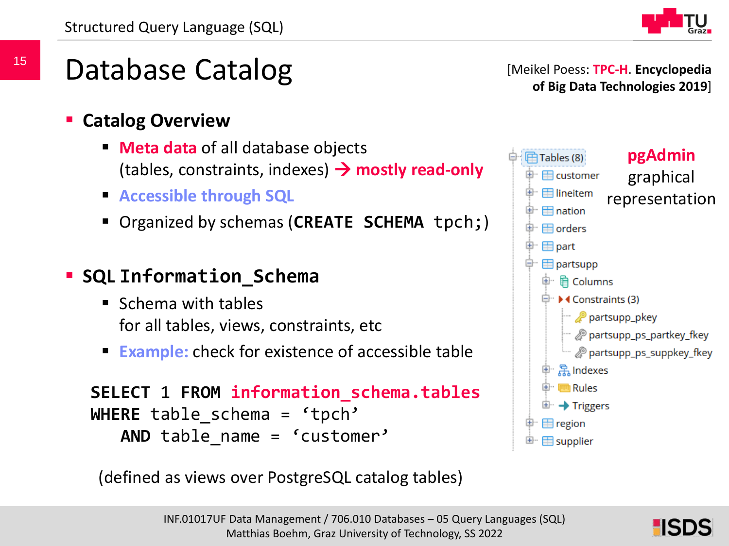# Database Catalog

[Meikel Poess: **TPC-H**. **Encyclopedia of Big Data Technologies 2019**]

- **Catalog Overview**
  - **Meta data** of all database objects (tables, constraints, indexes) → **mostly read-only**
  - **Accessible through SQL**
  - Organized by schemas (**CREATE SCHEMA** tpch;)

- **SQL Information_Schema**
  - Schema with tables for all tables, views, constraints, etc
  - **Example:** check for existence of accessible table

```
SELECT 1 FROM information_schema.tables
WHERE table_schema = 'tpch'
   AND table_name = 'customer'
```

(defined as views over PostgreSQL catalog tables)

**pgAdmin** graphical representation

- Tables (8)
  - customer
  - lineitem
  - nation
  - orders
  - part
  - partsupp
    - Columns
    - Constraints (3)
      - partsupp_pkey
      - partsupp_ps_partkey_fkey
      - partsupp_ps_suppkey_fkey
    - Indexes
    - Rules
    - Triggers
  - region
  - supplier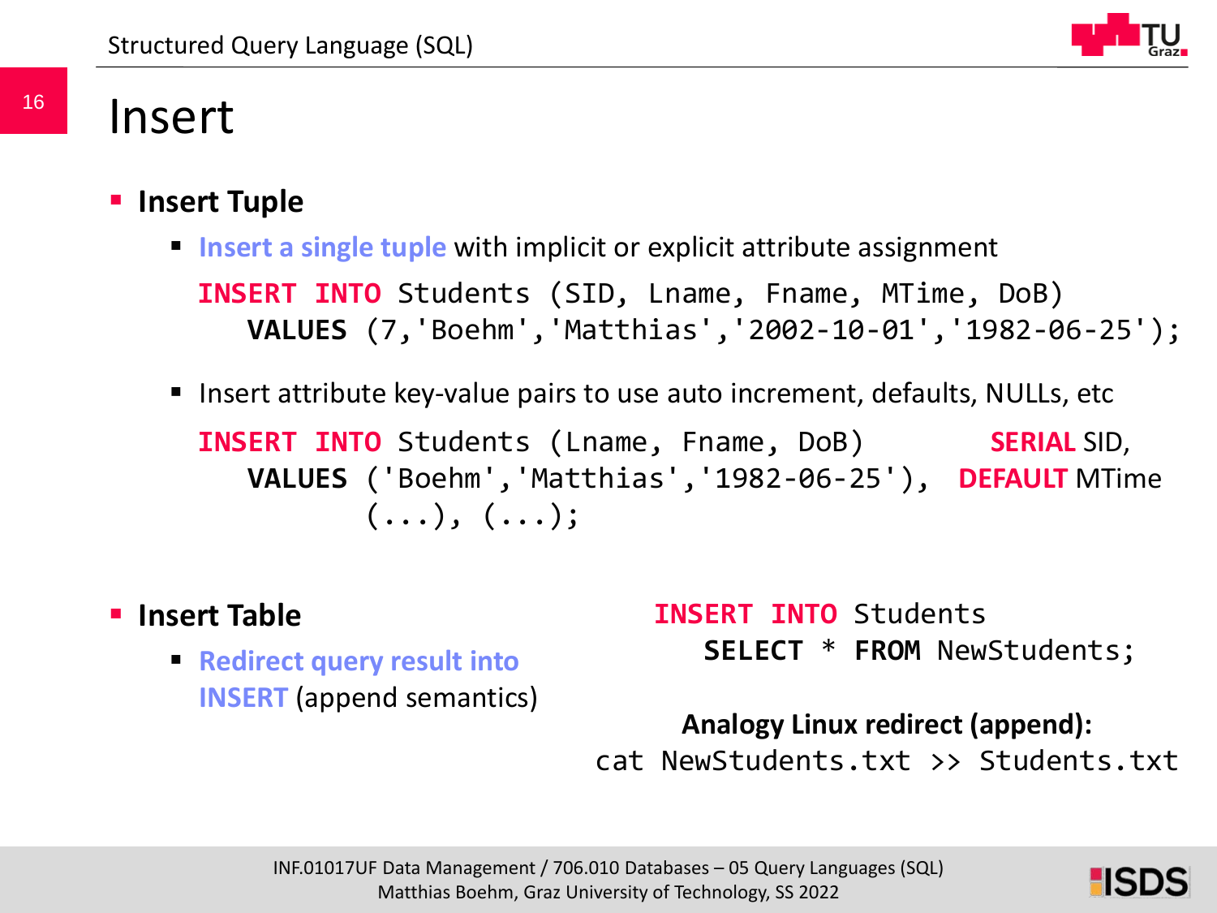# Insert

- **Insert Tuple**
  - Insert a single tuple with implicit or explicit attribute assignment

```
INSERT INTO Students (SID, Lname, Fname, MTime, DoB)
   VALUES (7,'Boehm','Matthias','2002-10-01','1982-06-25');
```

  - Insert attribute key-value pairs to use auto increment, defaults, NULLs, etc

```
INSERT INTO Students (Lname, Fname, DoB)
   VALUES ('Boehm','Matthias','1982-06-25'),
          (...), (...);
```

SERIAL SID,
DEFAULT MTime

- **Insert Table**
  - Redirect query result into INSERT (append semantics)

```
INSERT INTO Students
   SELECT * FROM NewStudents;
```

**Analogy Linux redirect (append):**

```
cat NewStudents.txt >> Students.txt
```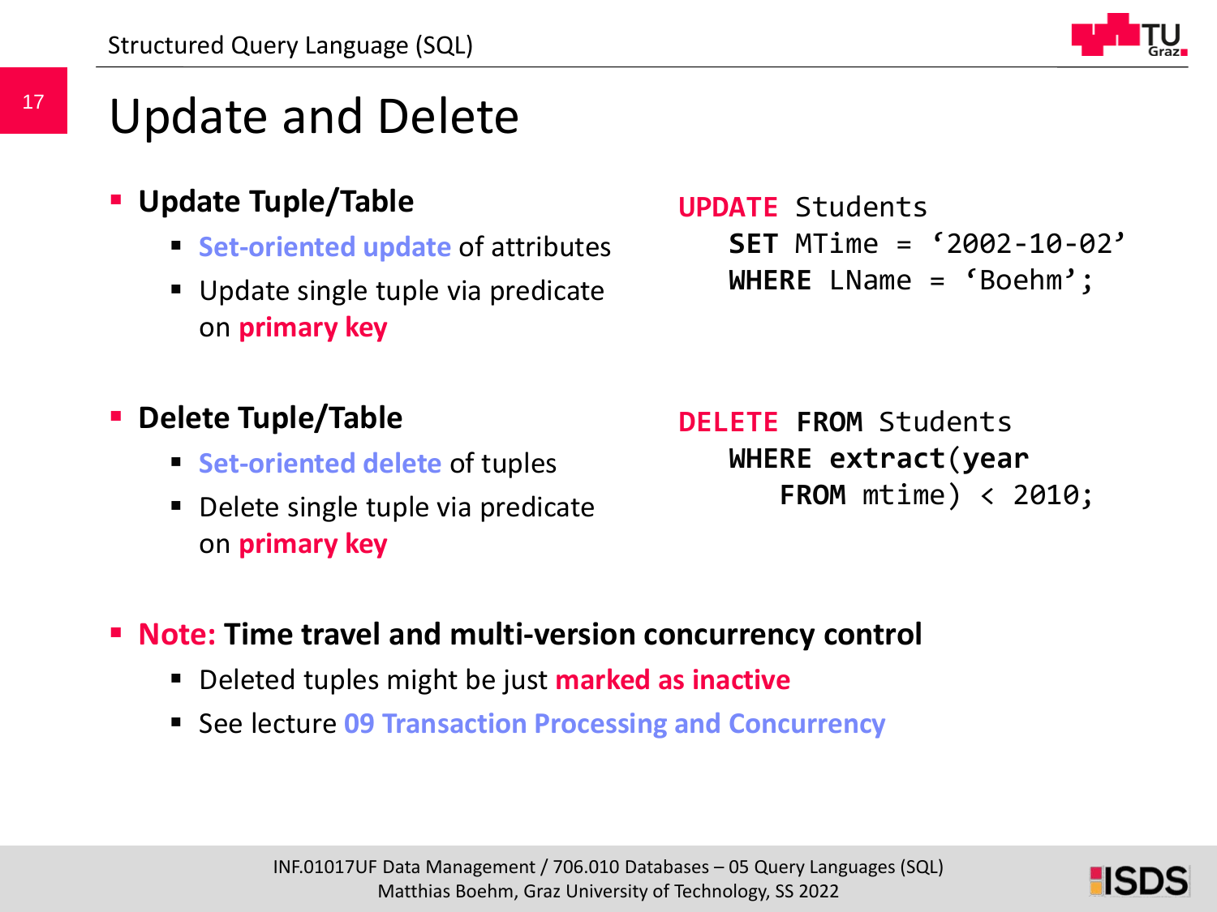# Update and Delete

- **Update Tuple/Table**
  - Set-oriented update of attributes
  - Update single tuple via predicate on **primary key**

```
UPDATE Students
   SET MTime = ‘2002-10-02’
   WHERE LName = ‘Boehm’;
```

- **Delete Tuple/Table**
  - Set-oriented delete of tuples
  - Delete single tuple via predicate on **primary key**

```
DELETE FROM Students
   WHERE extract(year
      FROM mtime) < 2010;
```

- **Note: Time travel and multi-version concurrency control**
  - Deleted tuples might be just **marked as inactive**
  - See lecture **09 Transaction Processing and Concurrency**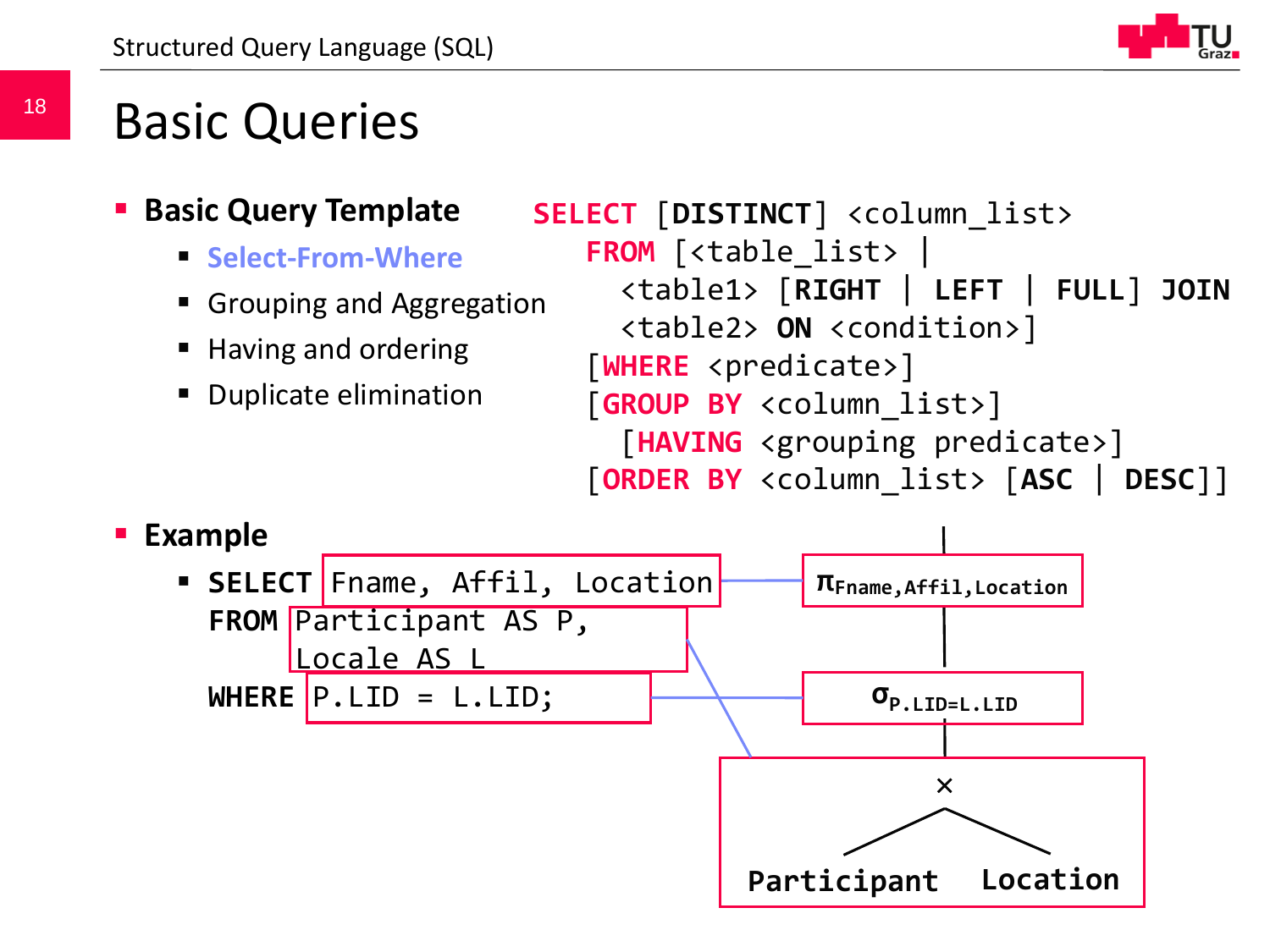# Basic Queries

- **Basic Query Template**
  - Select-From-Where
  - Grouping and Aggregation
  - Having and ordering
  - Duplicate elimination

```
SELECT [DISTINCT] <column_list>
   FROM [<table_list> |
     <table1> [RIGHT | LEFT | FULL] JOIN
     <table2> ON <condition>]
   [WHERE <predicate>]
   [GROUP BY <column_list>]
     [HAVING <grouping predicate>]
   [ORDER BY <column_list> [ASC | DESC]]
```

- **Example**
  - ```
    SELECT Fname, Affil, Location
    FROM   Participant AS P,
           Locale AS L
    WHERE  P.LID = L.LID;
    ```

$\pi_{Fname,Affil,Location}$

$\sigma_{P.LID=L.LID}$

$\times$

Participant Location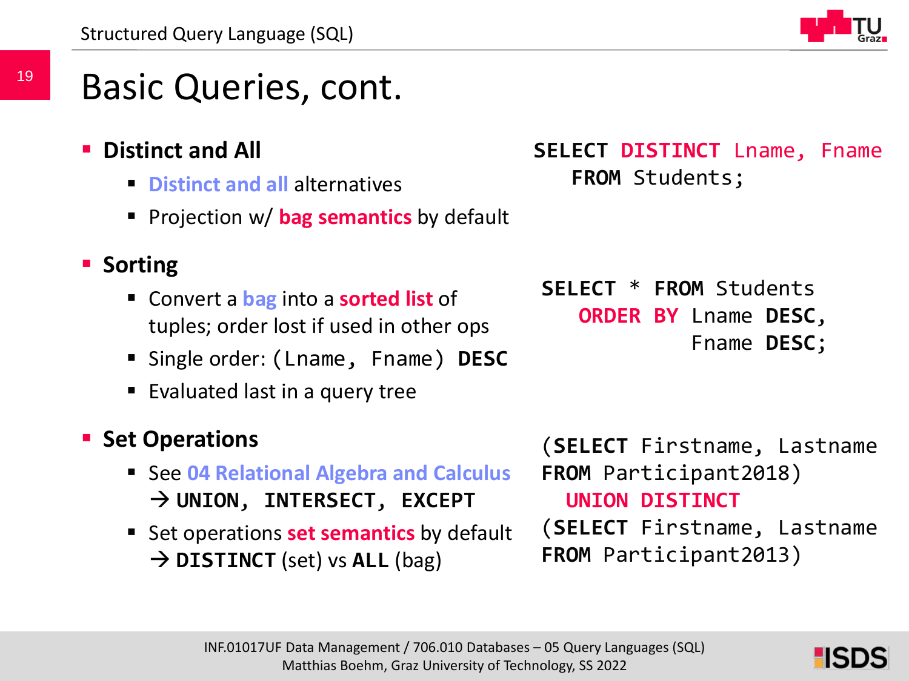# Basic Queries, cont.

- **Distinct and All**
  - Distinct and all alternatives
  - Projection w/ **bag semantics** by default

```
SELECT DISTINCT Lname, Fname
   FROM Students;
```

- **Sorting**
  - Convert a bag into a **sorted list** of tuples; order lost if used in other ops
  - Single order: `(Lname, Fname) DESC`
  - Evaluated last in a query tree

```
SELECT * FROM Students
   ORDER BY Lname DESC,
            Fname DESC;
```

- **Set Operations**
  - See 04 Relational Algebra and Calculus → **UNION, INTERSECT, EXCEPT**
  - Set operations **set semantics** by default → **DISTINCT** (set) vs **ALL** (bag)

```
(SELECT Firstname, Lastname
FROM Participant2018)
  UNION DISTINCT
(SELECT Firstname, Lastname
FROM Participant2013)
```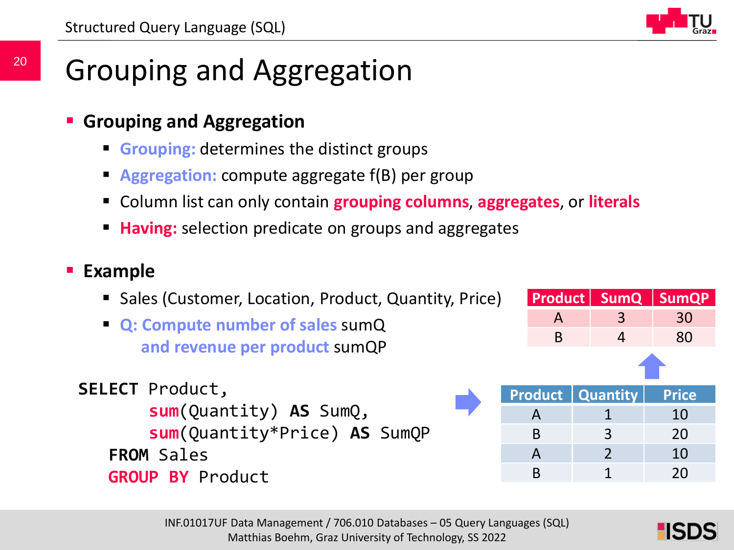# Grouping and Aggregation

- **Grouping and Aggregation**
  - **Grouping:** determines the distinct groups
  - **Aggregation:** compute aggregate f(B) per group
  - Column list can only contain **grouping columns**, **aggregates**, or **literals**
  - **Having:** selection predicate on groups and aggregates

- **Example**
  - Sales (Customer, Location, Product, Quantity, Price)
  - **Q: Compute number of sales** sumQ **and revenue per product** sumQP

```
SELECT Product,
       sum(Quantity) AS SumQ,
       sum(Quantity*Price) AS SumQP
  FROM Sales
  GROUP BY Product
```

| Product | Quantity | Price |
|---|---|---|
| A | 1 | 10 |
| B | 3 | 20 |
| A | 2 | 10 |
| B | 1 | 20 |

| Product | SumQ | SumQP |
|---|---|---|
| A | 3 | 30 |
| B | 4 | 80 |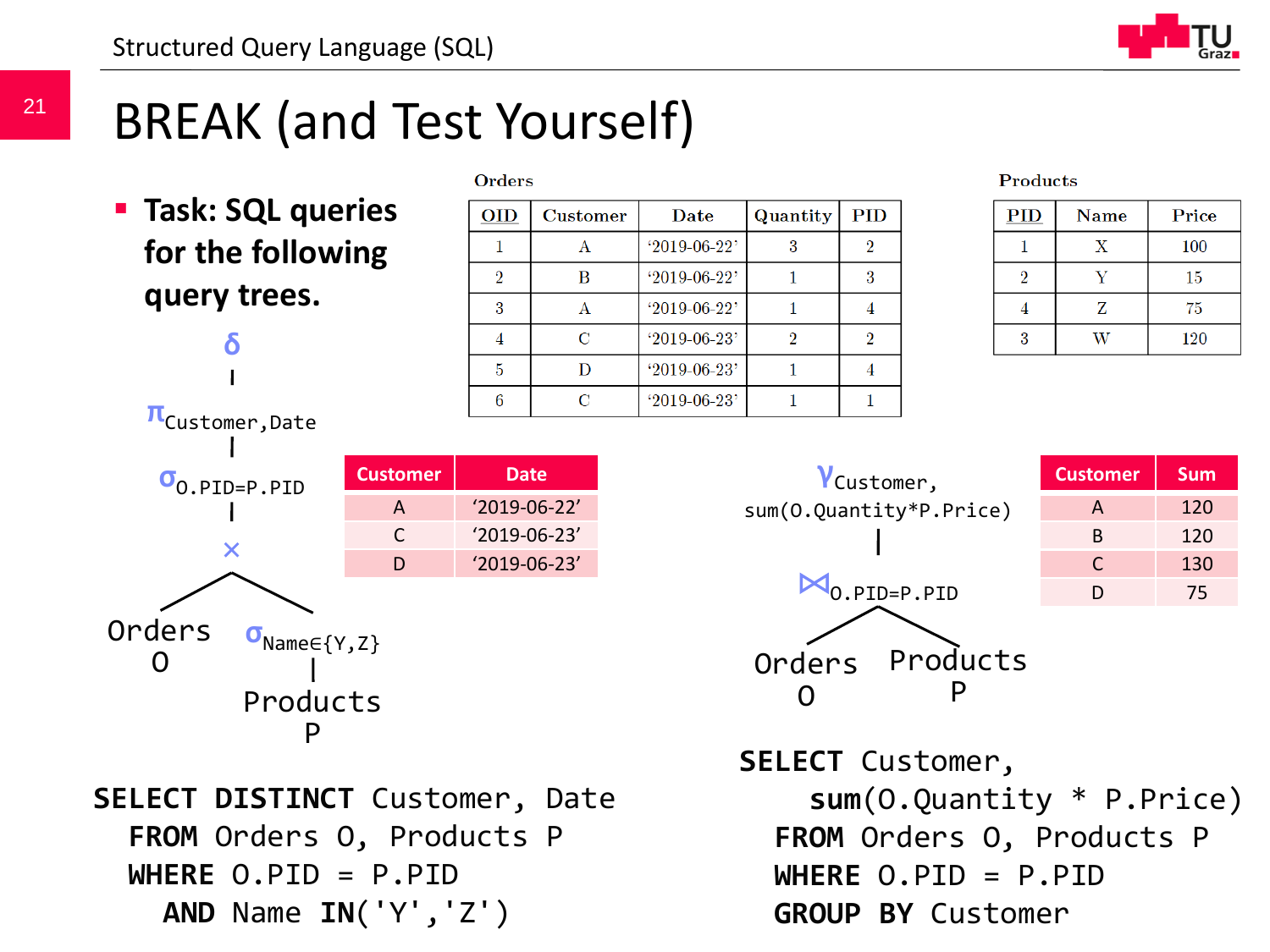# BREAK (and Test Yourself)

- **Task: SQL queries for the following query trees.**

**Orders**

| OID | Customer | Date | Quantity | PID |
|---|---|---|---|---|
| 1 | A | '2019-06-22' | 3 | 2 |
| 2 | B | '2019-06-22' | 1 | 3 |
| 3 | A | '2019-06-22' | 1 | 4 |
| 4 | C | '2019-06-23' | 2 | 2 |
| 5 | D | '2019-06-23' | 1 | 4 |
| 6 | C | '2019-06-23' | 1 | 1 |

**Products**

| PID | Name | Price |
|---|---|---|
| 1 | X | 100 |
| 2 | Y | 15 |
| 4 | Z | 75 |
| 3 | W | 120 |

Query tree 1:

$$\delta\left(\pi_{Customer,Date}\left(\sigma_{O.PID=P.PID}\left(\text{Orders } O \times \sigma_{Name \in \{Y,Z\}}(\text{Products } P)\right)\right)\right)$$

| Customer | Date |
|---|---|
| A | '2019-06-22' |
| C | '2019-06-23' |
| D | '2019-06-23' |

```sql
SELECT DISTINCT Customer, Date
  FROM Orders O, Products P
  WHERE O.PID = P.PID
    AND Name IN('Y','Z')
```

Query tree 2:

$$\gamma_{Customer,\ sum(O.Quantity*P.Price)}\left(\text{Orders } O \bowtie_{O.PID=P.PID} \text{Products } P\right)$$

| Customer | Sum |
|---|---|
| A | 120 |
| B | 120 |
| C | 130 |
| D | 75 |

```sql
SELECT Customer,
    sum(O.Quantity * P.Price)
  FROM Orders O, Products P
  WHERE O.PID = P.PID
  GROUP BY Customer
```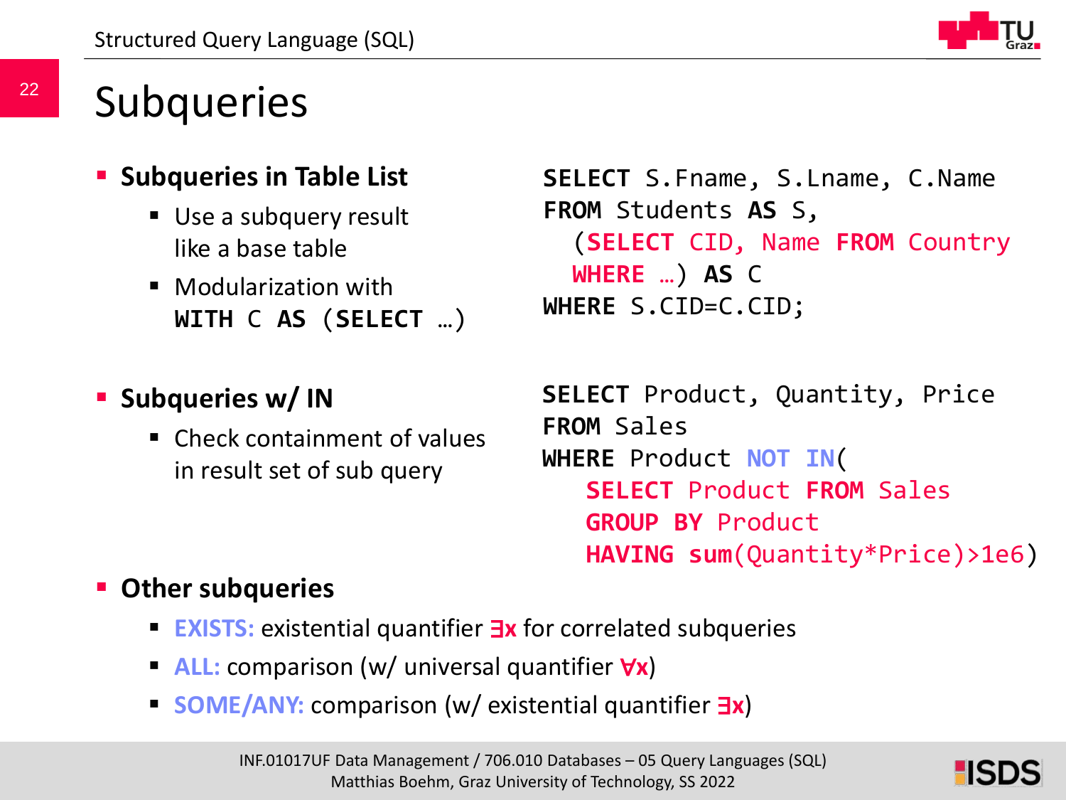# Subqueries

- **Subqueries in Table List**
  - Use a subquery result like a base table
  - Modularization with `WITH C AS (SELECT …)`

```
SELECT S.Fname, S.Lname, C.Name
FROM Students AS S,
  (SELECT CID, Name FROM Country
  WHERE …) AS C
WHERE S.CID=C.CID;
```

- **Subqueries w/ IN**
  - Check containment of values in result set of sub query

```
SELECT Product, Quantity, Price
FROM Sales
WHERE Product NOT IN(
   SELECT Product FROM Sales
   GROUP BY Product
   HAVING sum(Quantity*Price)>1e6)
```

- **Other subqueries**
  - **EXISTS:** existential quantifier **∃x** for correlated subqueries
  - **ALL:** comparison (w/ universal quantifier **∀x**)
  - **SOME/ANY:** comparison (w/ existential quantifier **∃x**)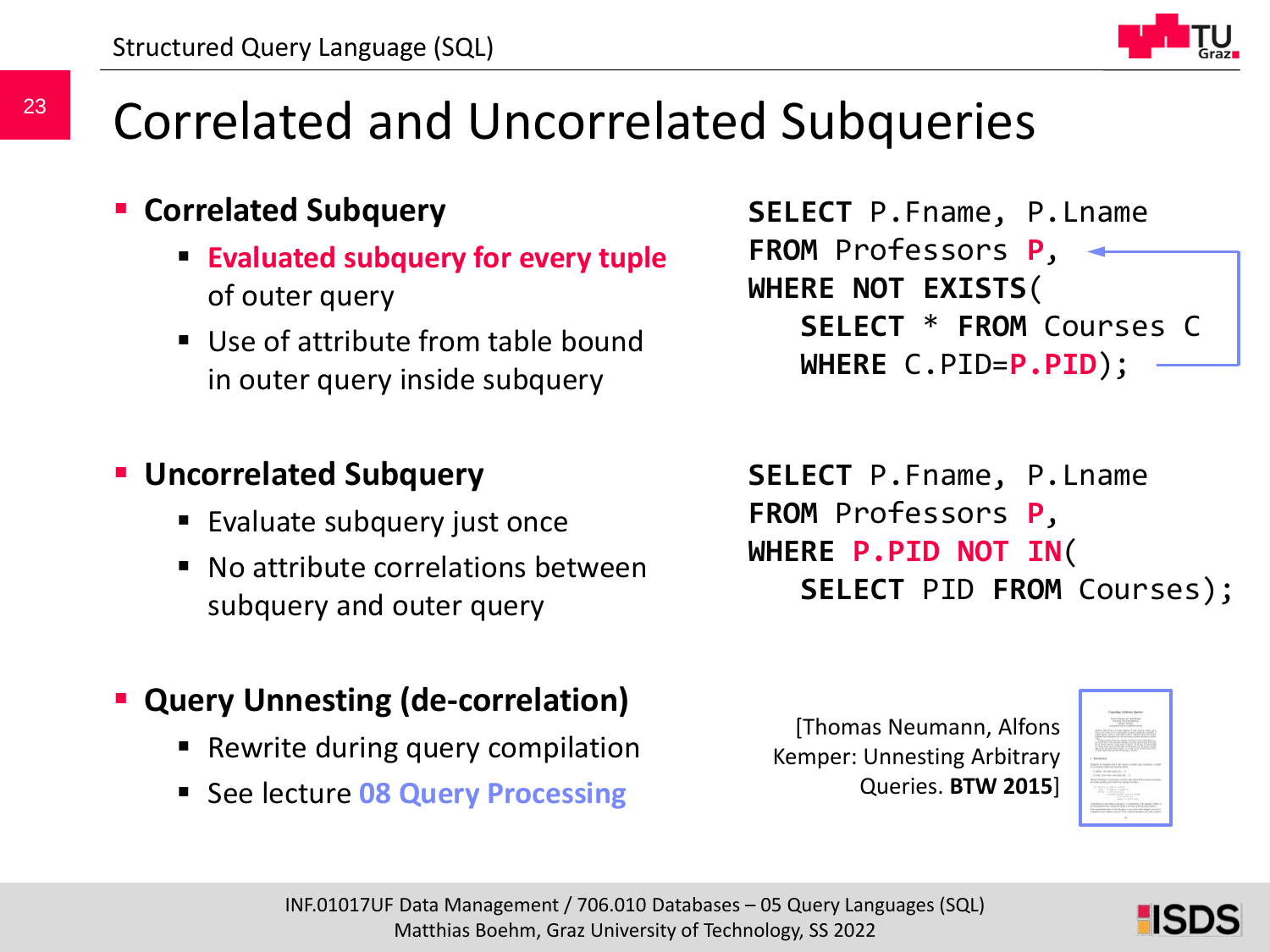# Correlated and Uncorrelated Subqueries

- **Correlated Subquery**
  - **Evaluated subquery for every tuple** of outer query
  - Use of attribute from table bound in outer query inside subquery

```
SELECT P.Fname, P.Lname
FROM Professors P,
WHERE NOT EXISTS(
   SELECT * FROM Courses C
   WHERE C.PID=P.PID);
```

- **Uncorrelated Subquery**
  - Evaluate subquery just once
  - No attribute correlations between subquery and outer query

```
SELECT P.Fname, P.Lname
FROM Professors P,
WHERE P.PID NOT IN(
   SELECT PID FROM Courses);
```

- **Query Unnesting (de-correlation)**
  - Rewrite during query compilation
  - See lecture 08 Query Processing

[Thomas Neumann, Alfons Kemper: Unnesting Arbitrary Queries. **BTW 2015**]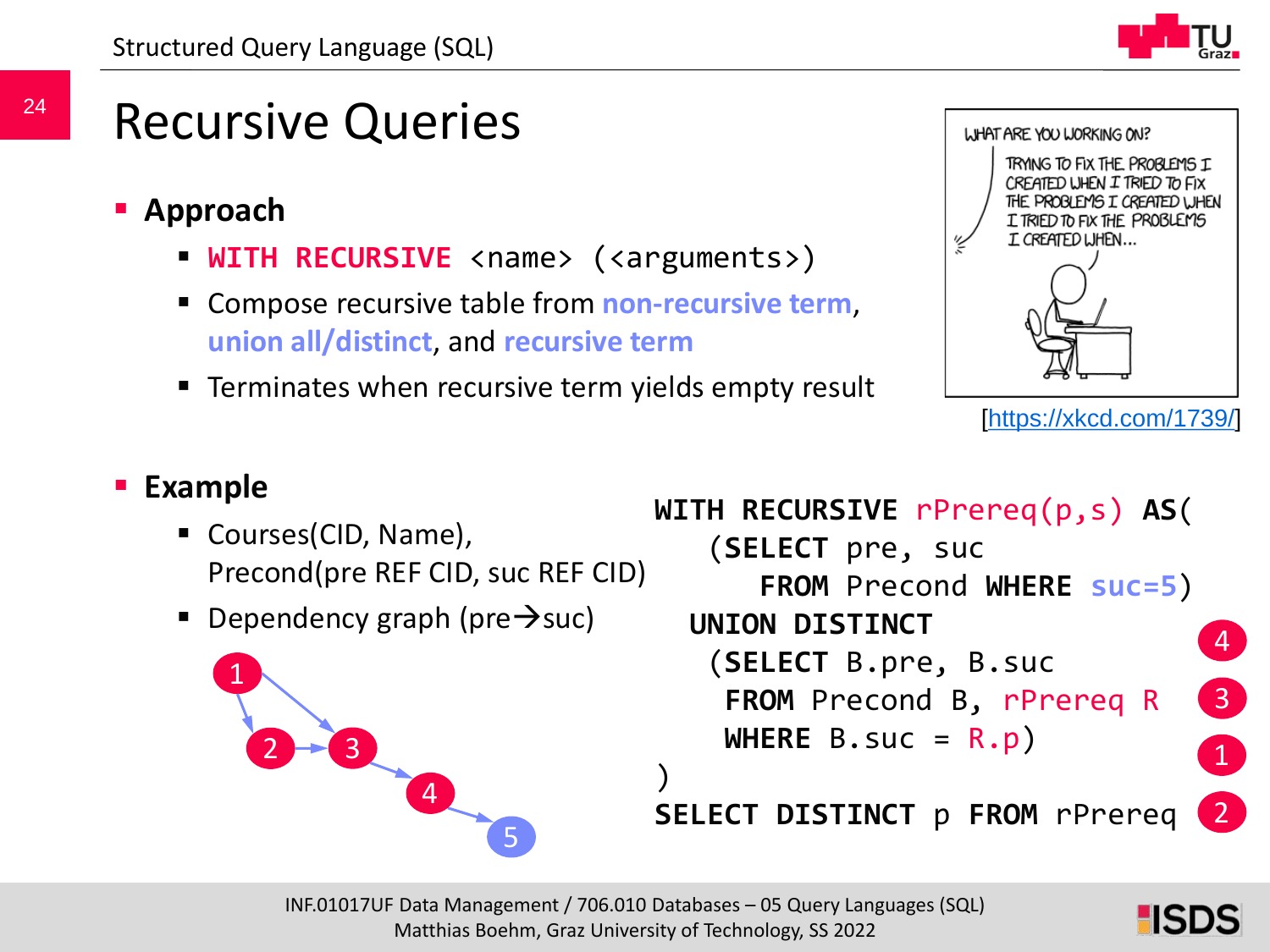# Recursive Queries

- **Approach**
  - `WITH RECURSIVE <name> (<arguments>)`
  - Compose recursive table from **non-recursive term**, **union all/distinct**, and **recursive term**
  - Terminates when recursive term yields empty result

WHAT ARE YOU WORKING ON?

TRYING TO FIX THE PROBLEMS I CREATED WHEN I TRIED TO FIX THE PROBLEMS I CREATED WHEN I TRIED TO FIX THE PROBLEMS I CREATED WHEN...

[https://xkcd.com/1739/]

- **Example**
  - Courses(CID, Name), Precond(pre REF CID, suc REF CID)
  - Dependency graph (pre→suc)

1 → 2, 1 → 3, 2 → 3, 3 → 4, 4 → 5

```
WITH RECURSIVE rPrereq(p,s) AS(
   (SELECT pre, suc
      FROM Precond WHERE suc=5)
  UNION DISTINCT
   (SELECT B.pre, B.suc
    FROM Precond B, rPrereq R
    WHERE B.suc = R.p)
)
SELECT DISTINCT p FROM rPrereq
```

Result: 4, 3, 1, 2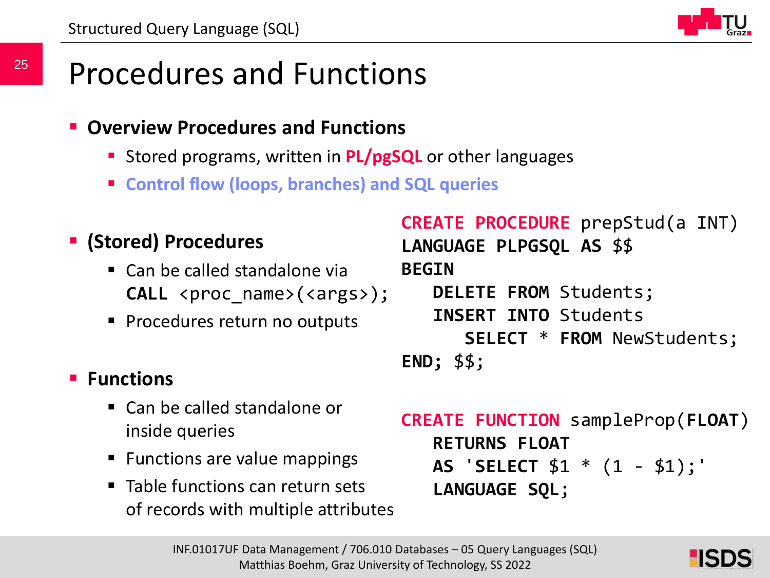# Procedures and Functions

- **Overview Procedures and Functions**
  - Stored programs, written in **PL/pgSQL** or other languages
  - **Control flow (loops, branches) and SQL queries**

- **(Stored) Procedures**
  - Can be called standalone via `CALL <proc_name>(<args>);`
  - Procedures return no outputs

```
CREATE PROCEDURE prepStud(a INT)
LANGUAGE PLPGSQL AS $$
BEGIN
   DELETE FROM Students;
   INSERT INTO Students
      SELECT * FROM NewStudents;
END; $$;
```

- **Functions**
  - Can be called standalone or inside queries
  - Functions are value mappings
  - Table functions can return sets of records with multiple attributes

```
CREATE FUNCTION sampleProp(FLOAT)
   RETURNS FLOAT
   AS 'SELECT $1 * (1 - $1);'
   LANGUAGE SQL;
```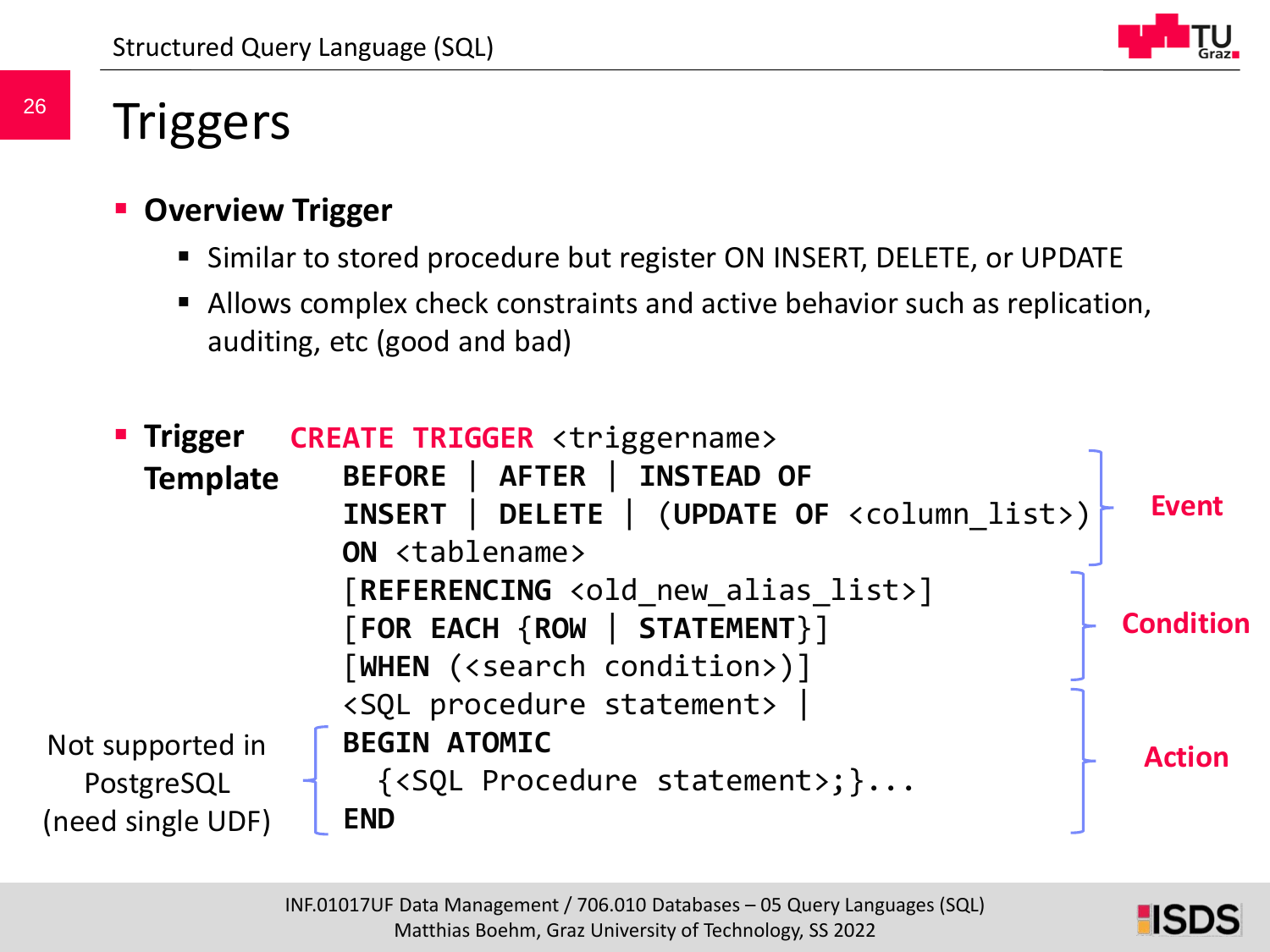# Triggers

- **Overview Trigger**
  - Similar to stored procedure but register ON INSERT, DELETE, or UPDATE
  - Allows complex check constraints and active behavior such as replication, auditing, etc (good and bad)

- **Trigger Template**

```
CREATE TRIGGER <triggername>
    BEFORE | AFTER | INSTEAD OF                          ┐
    INSERT | DELETE | (UPDATE OF <column_list>)          ├ Event
    ON <tablename>                                       ┘
    [REFERENCING <old_new_alias_list>]                   ┐
    [FOR EACH {ROW | STATEMENT}]                         ├ Condition
    [WHEN (<search condition>)]                          ┘
    <SQL procedure statement> |                          ┐
    BEGIN ATOMIC                                         │
      {<SQL Procedure statement>;}...                    ├ Action
    END                                                  ┘
```

Not supported in PostgreSQL (need single UDF) — refers to the BEGIN ATOMIC ... END block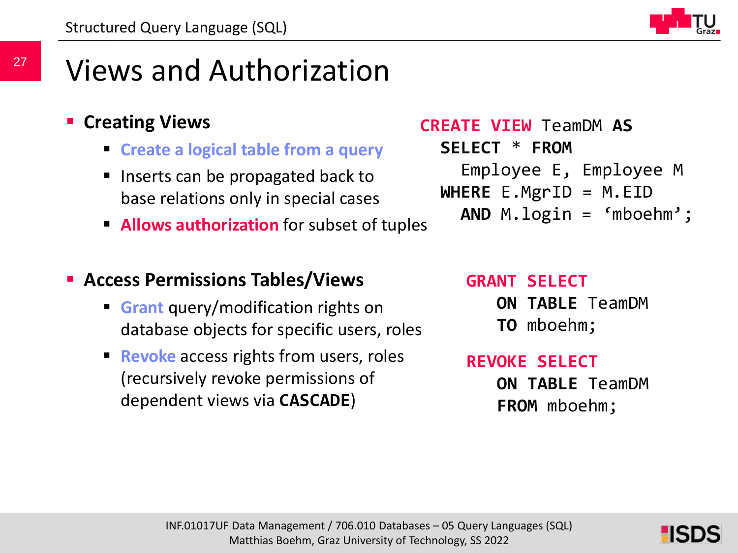# Views and Authorization

- **Creating Views**
  - Create a logical table from a query
  - Inserts can be propagated back to base relations only in special cases
  - **Allows authorization** for subset of tuples

```
CREATE VIEW TeamDM AS
  SELECT * FROM
    Employee E, Employee M
  WHERE E.MgrID = M.EID
    AND M.login = 'mboehm';
```

- **Access Permissions Tables/Views**
  - Grant query/modification rights on database objects for specific users, roles
  - Revoke access rights from users, roles (recursively revoke permissions of dependent views via **CASCADE**)

```
GRANT SELECT
   ON TABLE TeamDM
   TO mboehm;

REVOKE SELECT
   ON TABLE TeamDM
   FROM mboehm;
```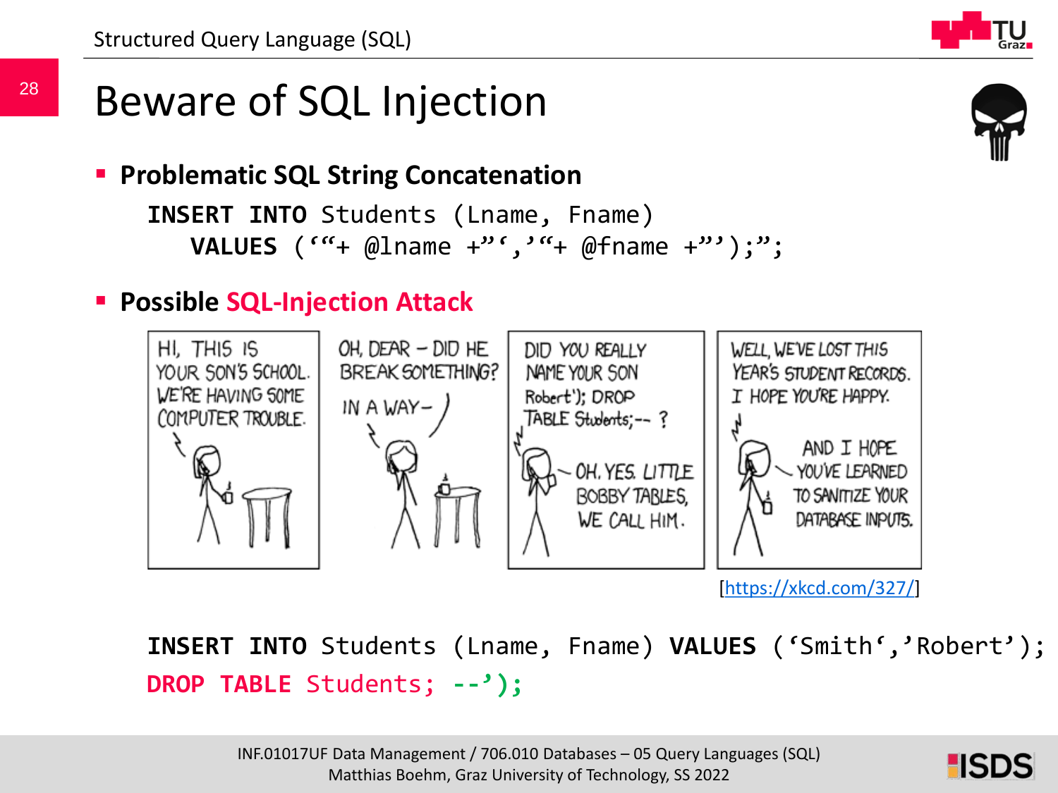# Beware of SQL Injection

- **Problematic SQL String Concatenation**

```
INSERT INTO Students (Lname, Fname)
   VALUES ('"+ @lname +"','"+ @fname +"');";
```

- **Possible SQL-Injection Attack**

[https://xkcd.com/327/]

```
INSERT INTO Students (Lname, Fname) VALUES ('Smith','Robert');
DROP TABLE Students; --');
```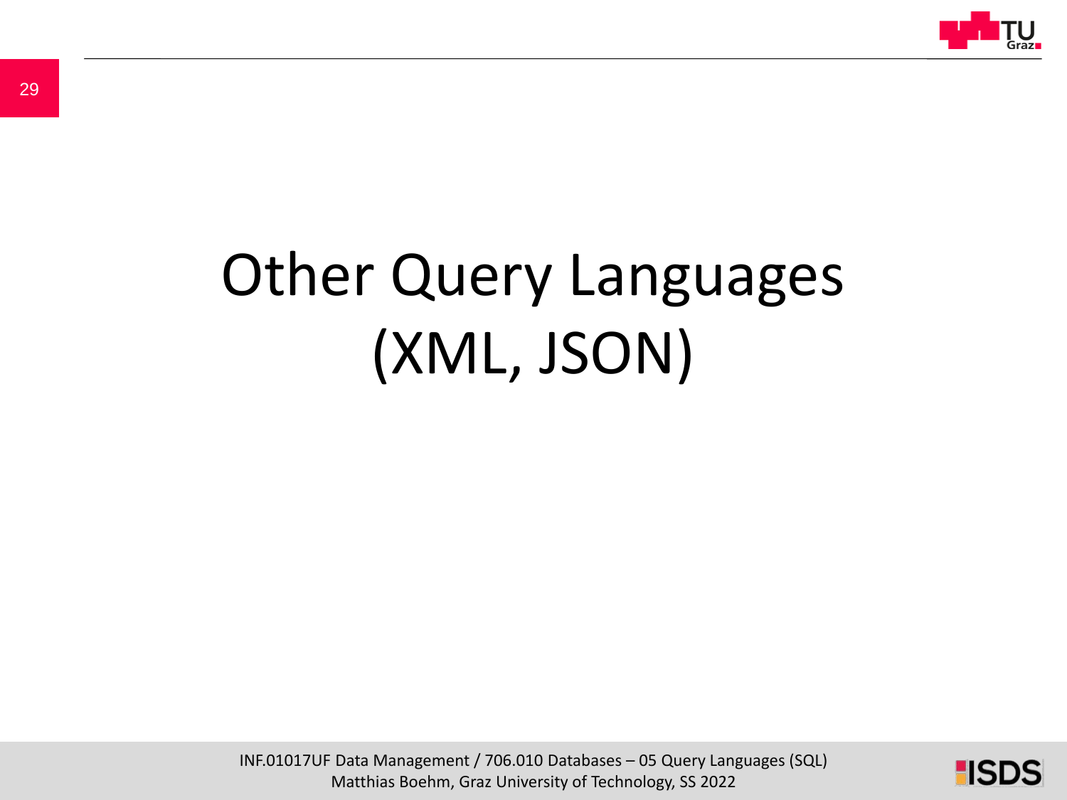# Other Query Languages (XML, JSON)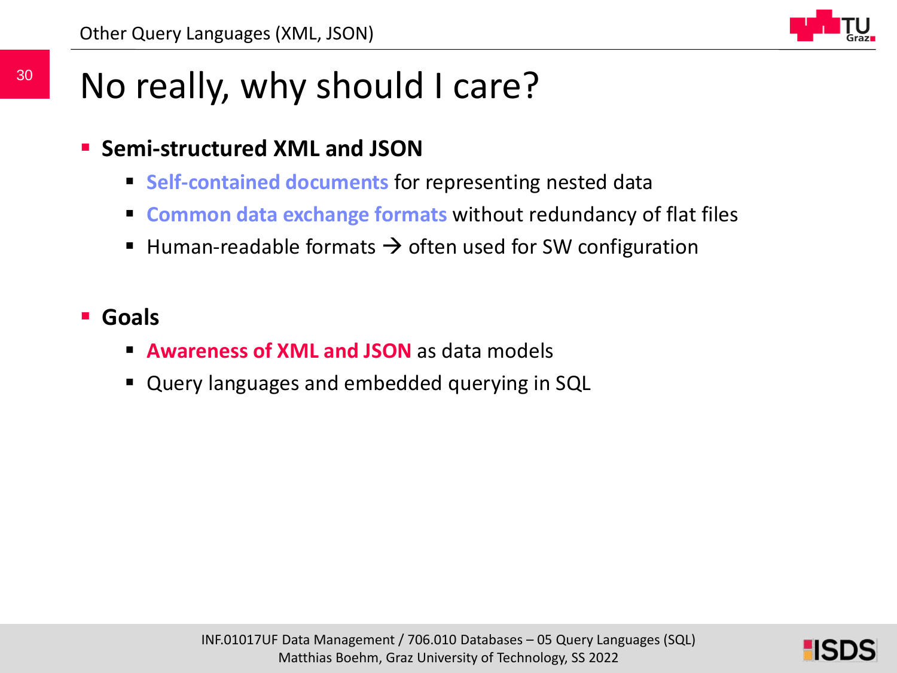# No really, why should I care?

- **Semi-structured XML and JSON**
  - **Self-contained documents** for representing nested data
  - **Common data exchange formats** without redundancy of flat files
  - Human-readable formats → often used for SW configuration

- **Goals**
  - **Awareness of XML and JSON** as data models
  - Query languages and embedded querying in SQL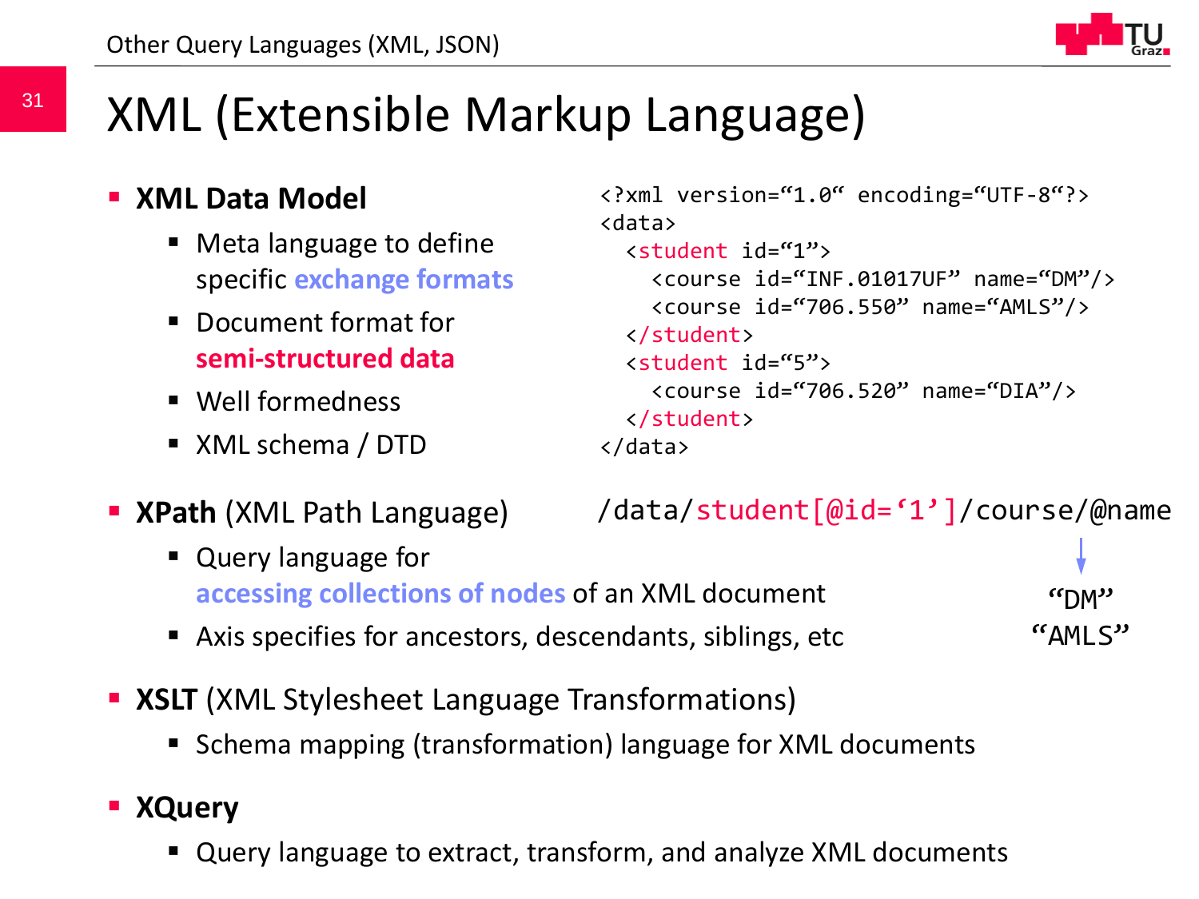# XML (Extensible Markup Language)

- **XML Data Model**
  - Meta language to define specific **exchange formats**
  - Document format for **semi-structured data**
  - Well formedness
  - XML schema / DTD

```
<?xml version="1.0" encoding="UTF-8"?>
<data>
  <student id="1">
    <course id="INF.01017UF" name="DM"/>
    <course id="706.550" name="AMLS"/>
  </student>
  <student id="5">
    <course id="706.520" name="DIA"/>
  </student>
</data>
```

- **XPath** (XML Path Language)
  - Query language for **accessing collections of nodes** of an XML document
  - Axis specifies for ancestors, descendants, siblings, etc

```
/data/student[@id='1']/course/@name
```

→ "DM" "AMLS"

- **XSLT** (XML Stylesheet Language Transformations)
  - Schema mapping (transformation) language for XML documents
- **XQuery**
  - Query language to extract, transform, and analyze XML documents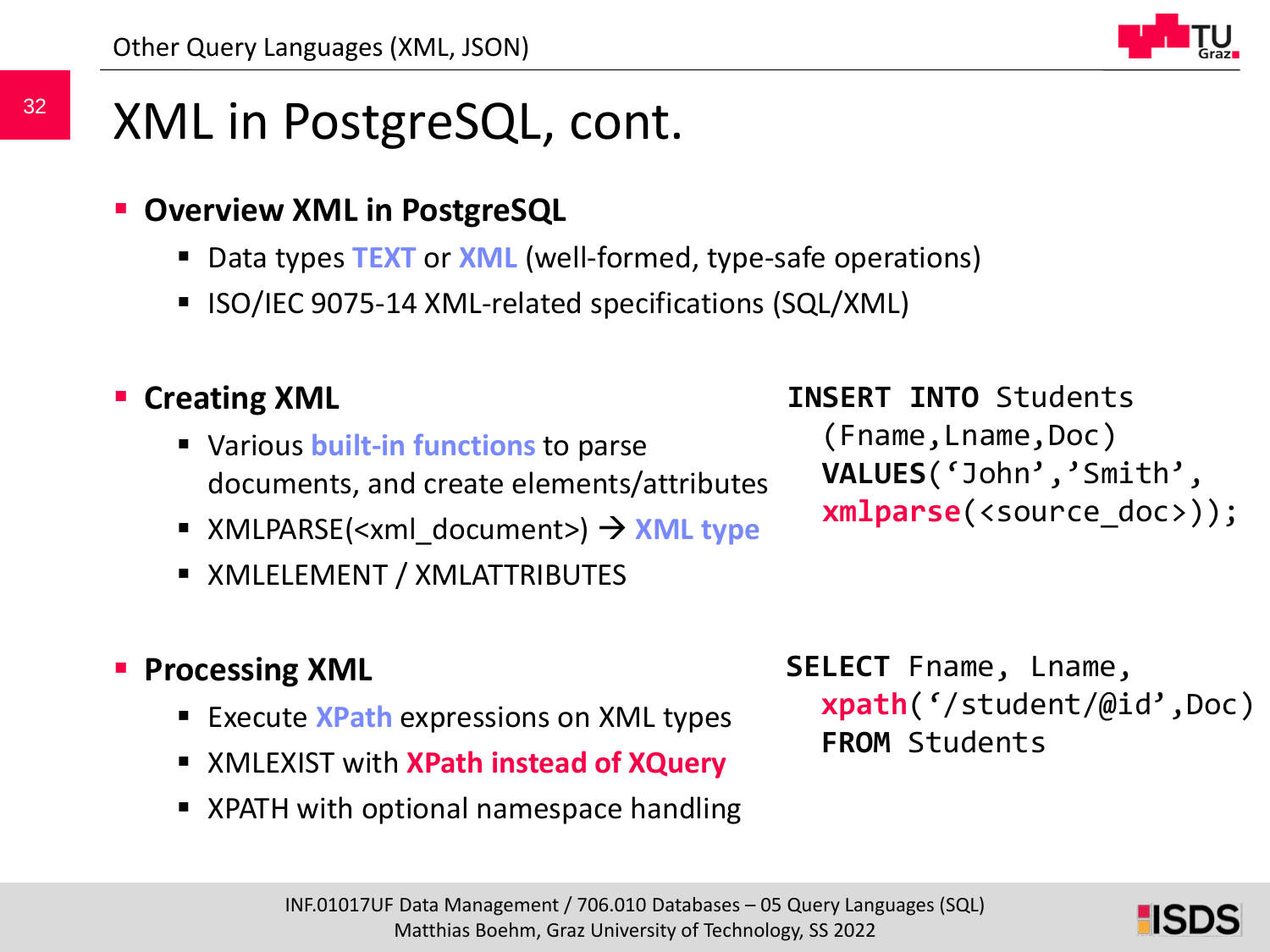# XML in PostgreSQL, cont.

- **Overview XML in PostgreSQL**
  - Data types **TEXT** or **XML** (well-formed, type-safe operations)
  - ISO/IEC 9075-14 XML-related specifications (SQL/XML)

- **Creating XML**
  - Various **built-in functions** to parse documents, and create elements/attributes
  - XMLPARSE(<xml_document>) → **XML type**
  - XMLELEMENT / XMLATTRIBUTES

```
INSERT INTO Students
  (Fname,Lname,Doc)
  VALUES('John','Smith',
  xmlparse(<source_doc>));
```

- **Processing XML**
  - Execute **XPath** expressions on XML types
  - XMLEXIST with **XPath instead of XQuery**
  - XPATH with optional namespace handling

```
SELECT Fname, Lname,
  xpath('/student/@id',Doc)
  FROM Students
```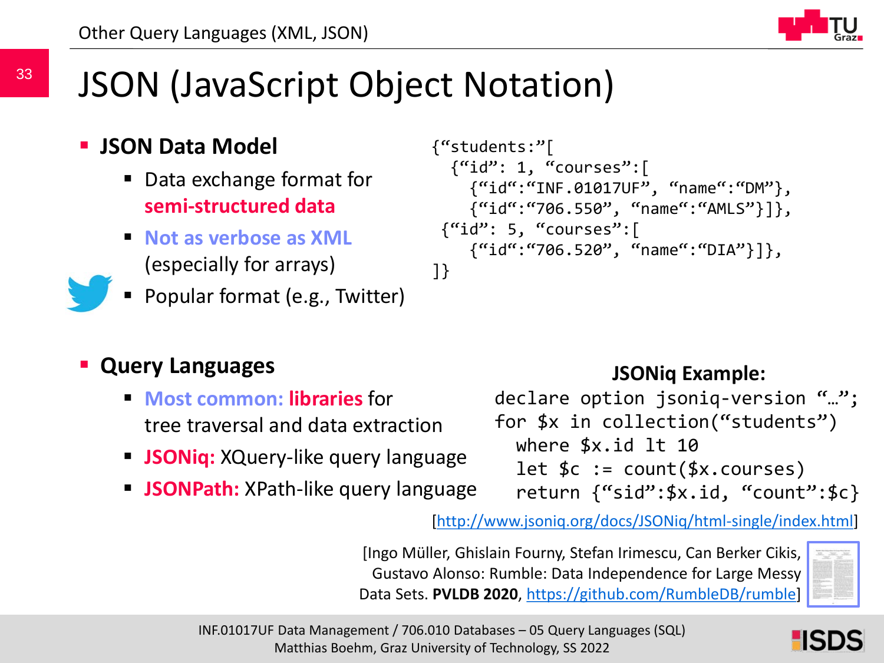# JSON (JavaScript Object Notation)

- **JSON Data Model**
  - Data exchange format for **semi-structured data**
  - **Not as verbose as XML** (especially for arrays)
  - Popular format (e.g., Twitter)

```
{“students:”[
  {“id”: 1, “courses”:[
    {“id“:“INF.01017UF”, “name“:“DM”},
    {“id“:“706.550”, “name“:“AMLS”}]},
 {“id”: 5, “courses”:[
    {“id“:“706.520”, “name“:“DIA”}]},
]}
```

- **Query Languages**
  - **Most common: libraries** for tree traversal and data extraction
  - **JSONiq:** XQuery-like query language
  - **JSONPath:** XPath-like query language

**JSONiq Example:**

```
declare option jsoniq-version “…”;
for $x in collection(“students”)
  where $x.id lt 10
  let $c := count($x.courses)
  return {“sid”:$x.id, “count”:$c}
```

[http://www.jsoniq.org/docs/JSONiq/html-single/index.html]

[Ingo Müller, Ghislain Fourny, Stefan Irimescu, Can Berker Cikis, Gustavo Alonso: Rumble: Data Independence for Large Messy Data Sets. **PVLDB 2020**, https://github.com/RumbleDB/rumble]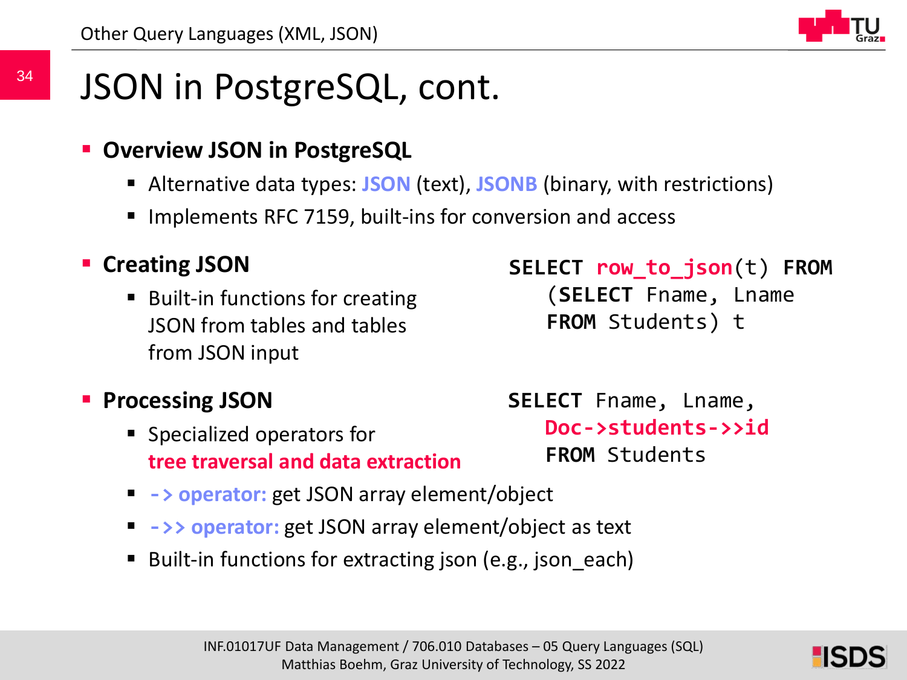# JSON in PostgreSQL, cont.

- **Overview JSON in PostgreSQL**
  - Alternative data types: **JSON** (text), **JSONB** (binary, with restrictions)
  - Implements RFC 7159, built-ins for conversion and access

- **Creating JSON**
  - Built-in functions for creating JSON from tables and tables from JSON input

```
SELECT row_to_json(t) FROM
   (SELECT Fname, Lname
   FROM Students) t
```

- **Processing JSON**
  - Specialized operators for **tree traversal and data extraction**

```
SELECT Fname, Lname,
   Doc->students->>id
   FROM Students
```

  - **-> operator:** get JSON array element/object
  - **->> operator:** get JSON array element/object as text
  - Built-in functions for extracting json (e.g., json_each)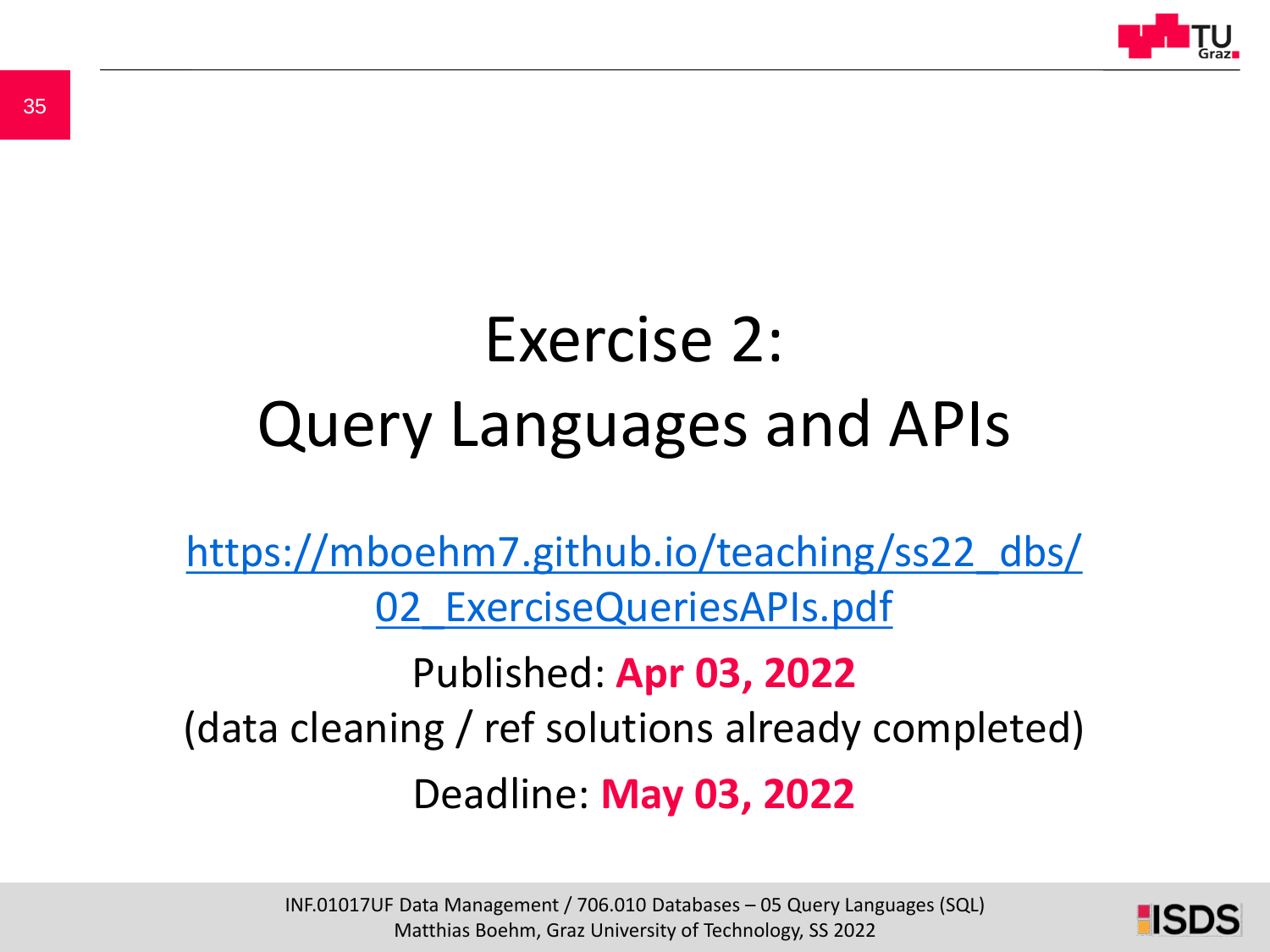# Exercise 2: Query Languages and APIs

https://mboehm7.github.io/teaching/ss22_dbs/02_ExerciseQueriesAPIs.pdf

Published: **Apr 03, 2022**

(data cleaning / ref solutions already completed)

Deadline: **May 03, 2022**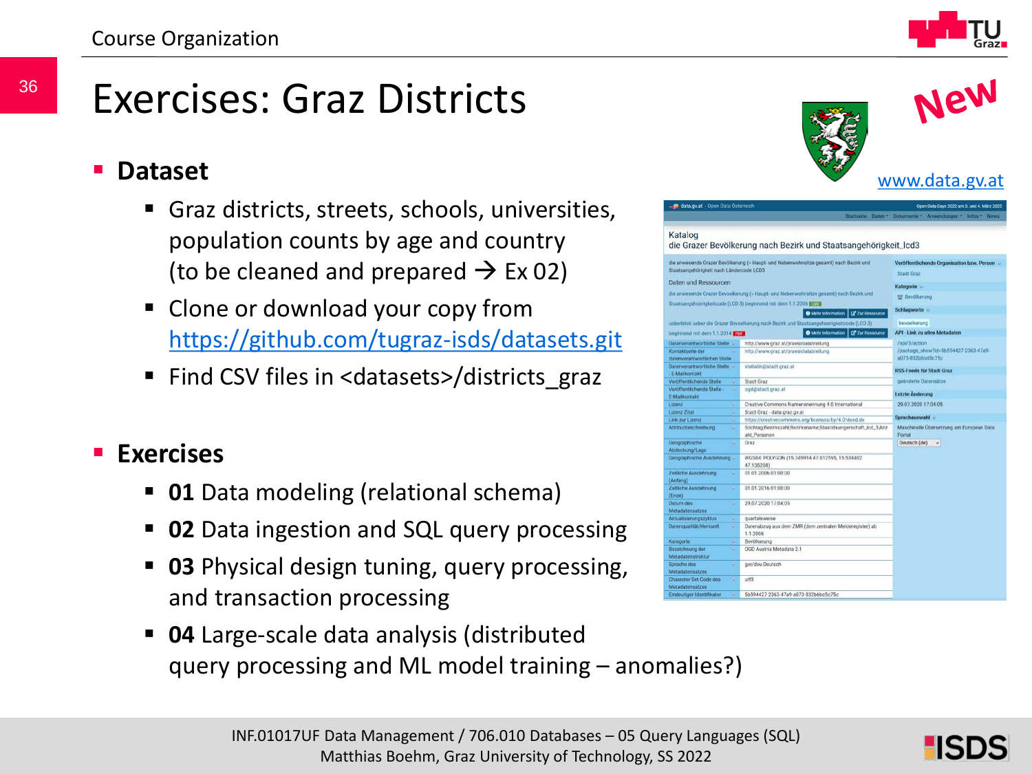# Exercises: Graz Districts

New

www.data.gv.at

- **Dataset**
  - Graz districts, streets, schools, universities, population counts by age and country (to be cleaned and prepared → Ex 02)
  - Clone or download your copy from https://github.com/tugraz-isds/datasets.git
  - Find CSV files in <datasets>/districts_graz

- **Exercises**
  - **01** Data modeling (relational schema)
  - **02** Data ingestion and SQL query processing
  - **03** Physical design tuning, query processing, and transaction processing
  - **04** Large-scale data analysis (distributed query processing and ML model training – anomalies?)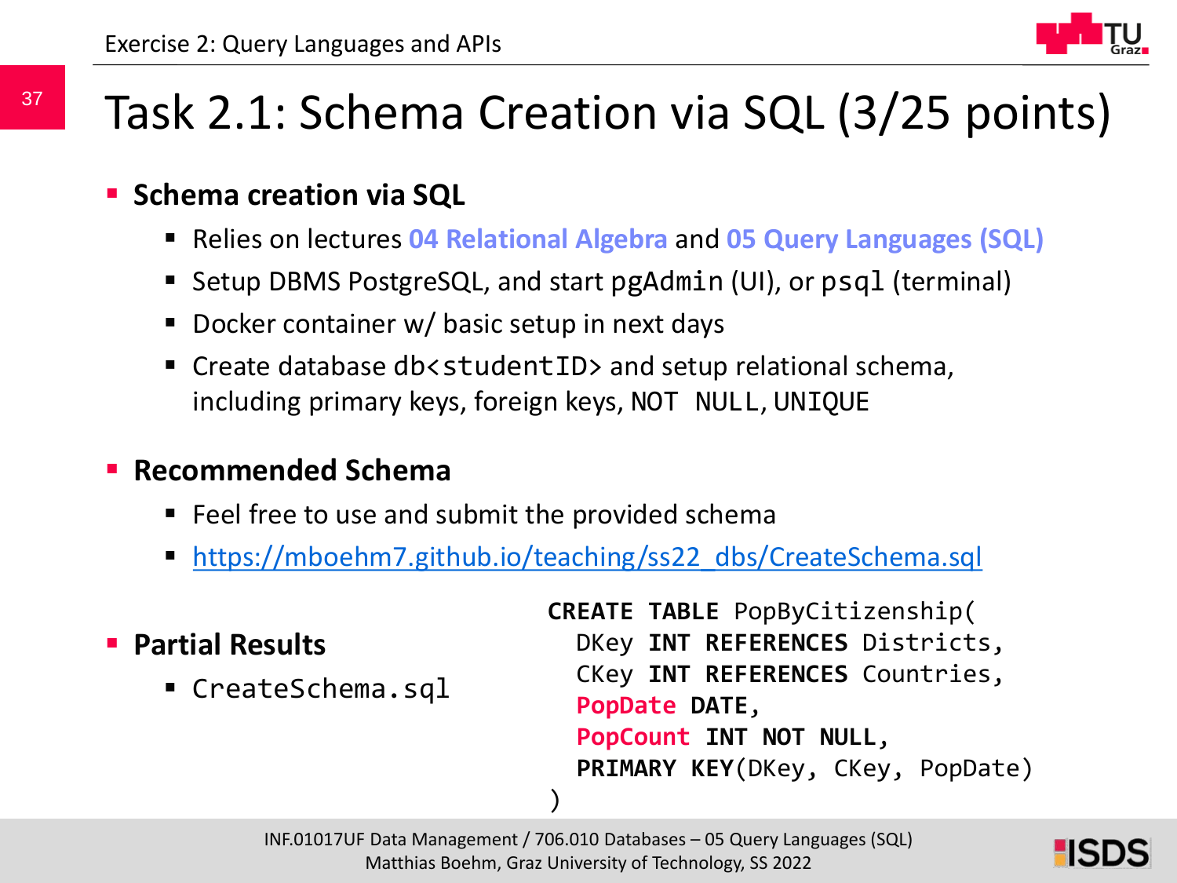# Task 2.1: Schema Creation via SQL (3/25 points)

- **Schema creation via SQL**
  - Relies on lectures **04 Relational Algebra** and **05 Query Languages (SQL)**
  - Setup DBMS PostgreSQL, and start `pgAdmin` (UI), or `psql` (terminal)
  - Docker container w/ basic setup in next days
  - Create database `db<studentID>` and setup relational schema, including primary keys, foreign keys, `NOT NULL`, `UNIQUE`

- **Recommended Schema**
  - Feel free to use and submit the provided schema
  - https://mboehm7.github.io/teaching/ss22_dbs/CreateSchema.sql

- **Partial Results**
  - `CreateSchema.sql`

```
CREATE TABLE PopByCitizenship(
  DKey INT REFERENCES Districts,
  CKey INT REFERENCES Countries,
  PopDate DATE,
  PopCount INT NOT NULL,
  PRIMARY KEY(DKey, CKey, PopDate)
)
```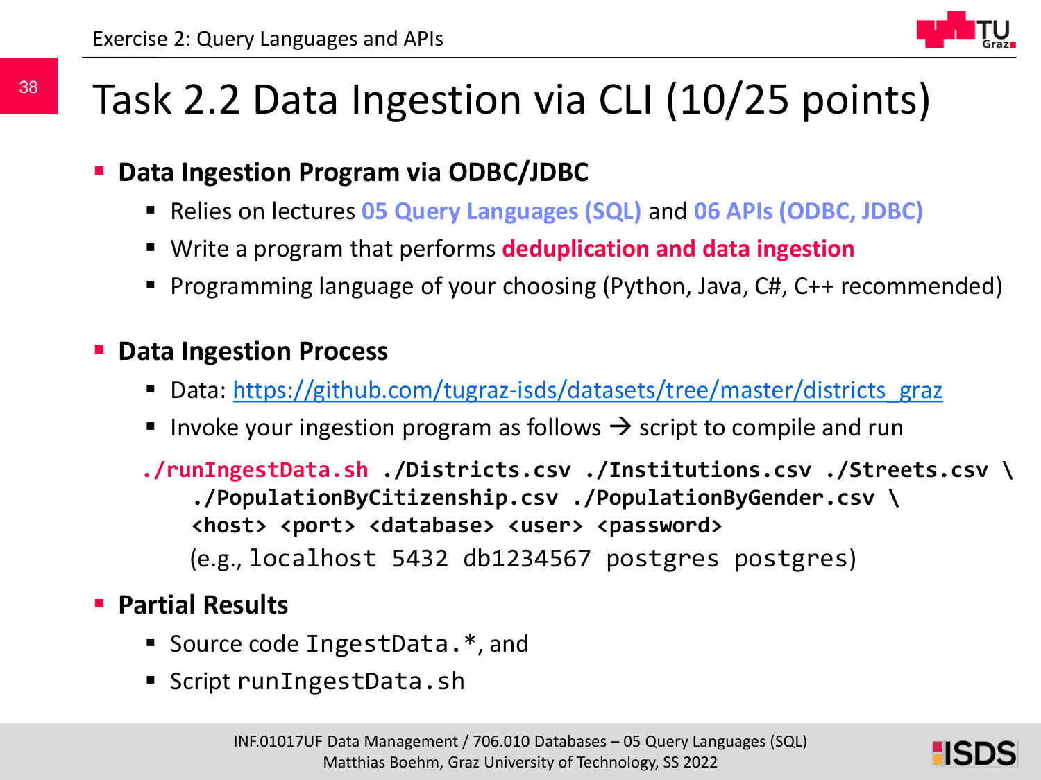# Task 2.2 Data Ingestion via CLI (10/25 points)

- **Data Ingestion Program via ODBC/JDBC**
  - Relies on lectures **05 Query Languages (SQL)** and **06 APIs (ODBC, JDBC)**
  - Write a program that performs **deduplication and data ingestion**
  - Programming language of your choosing (Python, Java, C#, C++ recommended)

- **Data Ingestion Process**
  - Data: https://github.com/tugraz-isds/datasets/tree/master/districts_graz
  - Invoke your ingestion program as follows → script to compile and run

```
./runIngestData.sh ./Districts.csv ./Institutions.csv ./Streets.csv \
    ./PopulationByCitizenship.csv ./PopulationByGender.csv \
    <host> <port> <database> <user> <password>
```

(e.g., `localhost 5432 db1234567 postgres postgres`)

- **Partial Results**
  - Source code `IngestData.*`, and
  - Script `runIngestData.sh`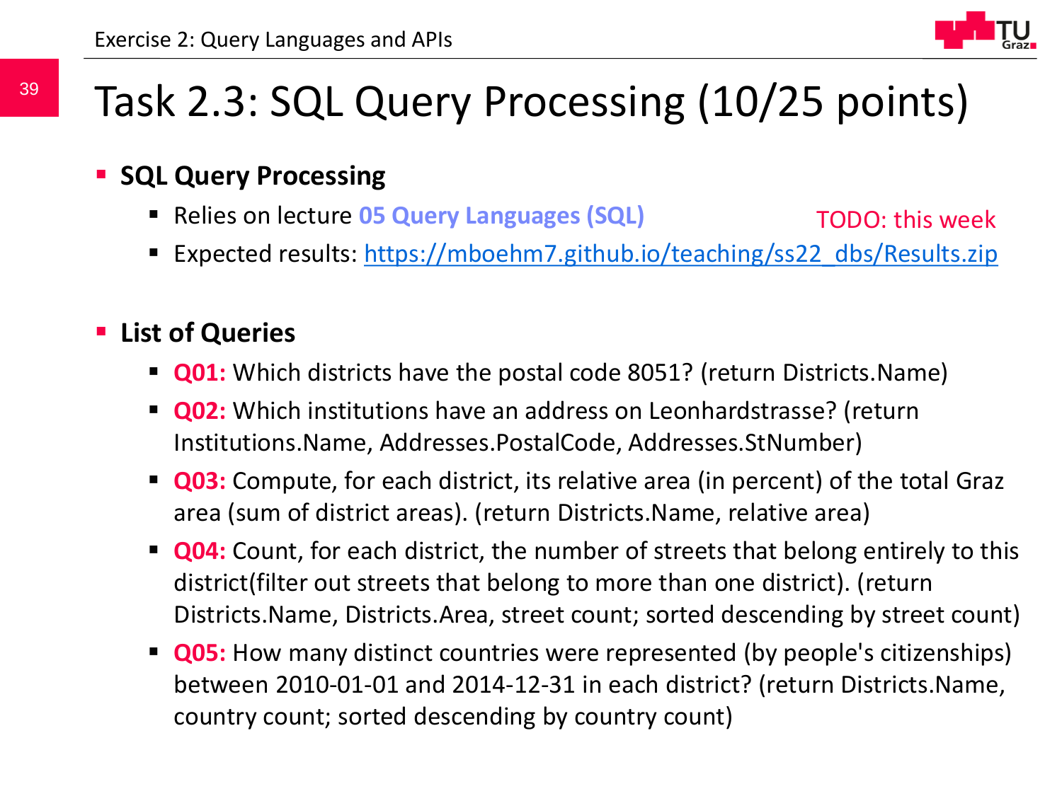# Task 2.3: SQL Query Processing (10/25 points)

- **SQL Query Processing**
  - Relies on lecture **05 Query Languages (SQL)** TODO: this week
  - Expected results: https://mboehm7.github.io/teaching/ss22_dbs/Results.zip

- **List of Queries**
  - **Q01:** Which districts have the postal code 8051? (return Districts.Name)
  - **Q02:** Which institutions have an address on Leonhardstrasse? (return Institutions.Name, Addresses.PostalCode, Addresses.StNumber)
  - **Q03:** Compute, for each district, its relative area (in percent) of the total Graz area (sum of district areas). (return Districts.Name, relative area)
  - **Q04:** Count, for each district, the number of streets that belong entirely to this district(filter out streets that belong to more than one district). (return Districts.Name, Districts.Area, street count; sorted descending by street count)
  - **Q05:** How many distinct countries were represented (by people's citizenships) between 2010-01-01 and 2014-12-31 in each district? (return Districts.Name, country count; sorted descending by country count)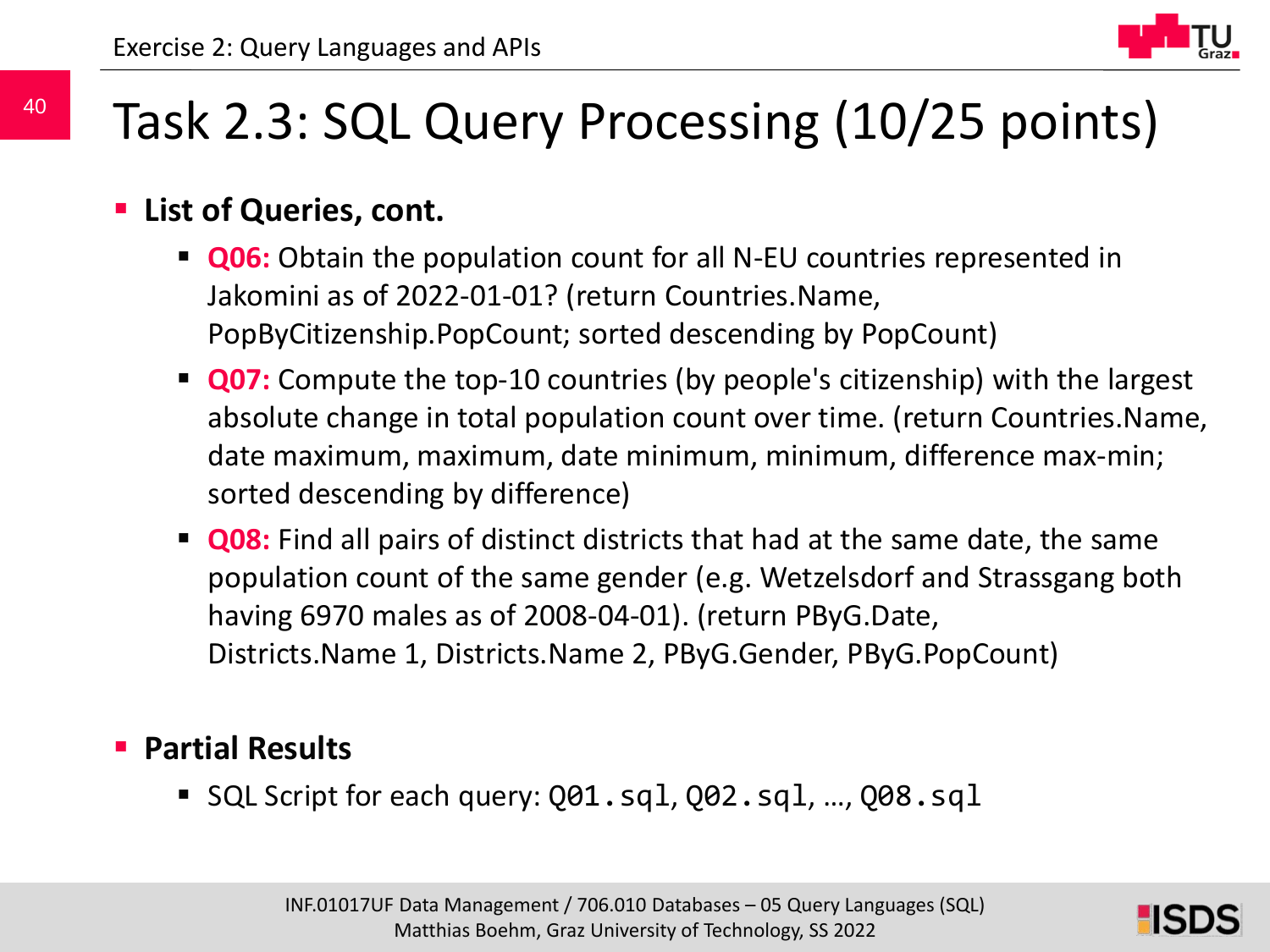# Task 2.3: SQL Query Processing (10/25 points)

- **List of Queries, cont.**
  - **Q06:** Obtain the population count for all N-EU countries represented in Jakomini as of 2022-01-01? (return Countries.Name, PopByCitizenship.PopCount; sorted descending by PopCount)
  - **Q07:** Compute the top-10 countries (by people's citizenship) with the largest absolute change in total population count over time. (return Countries.Name, date maximum, maximum, date minimum, minimum, difference max-min; sorted descending by difference)
  - **Q08:** Find all pairs of distinct districts that had at the same date, the same population count of the same gender (e.g. Wetzelsdorf and Strassgang both having 6970 males as of 2008-04-01). (return PByG.Date, Districts.Name 1, Districts.Name 2, PByG.Gender, PByG.PopCount)

- **Partial Results**
  - SQL Script for each query: `Q01.sql`, `Q02.sql`, …, `Q08.sql`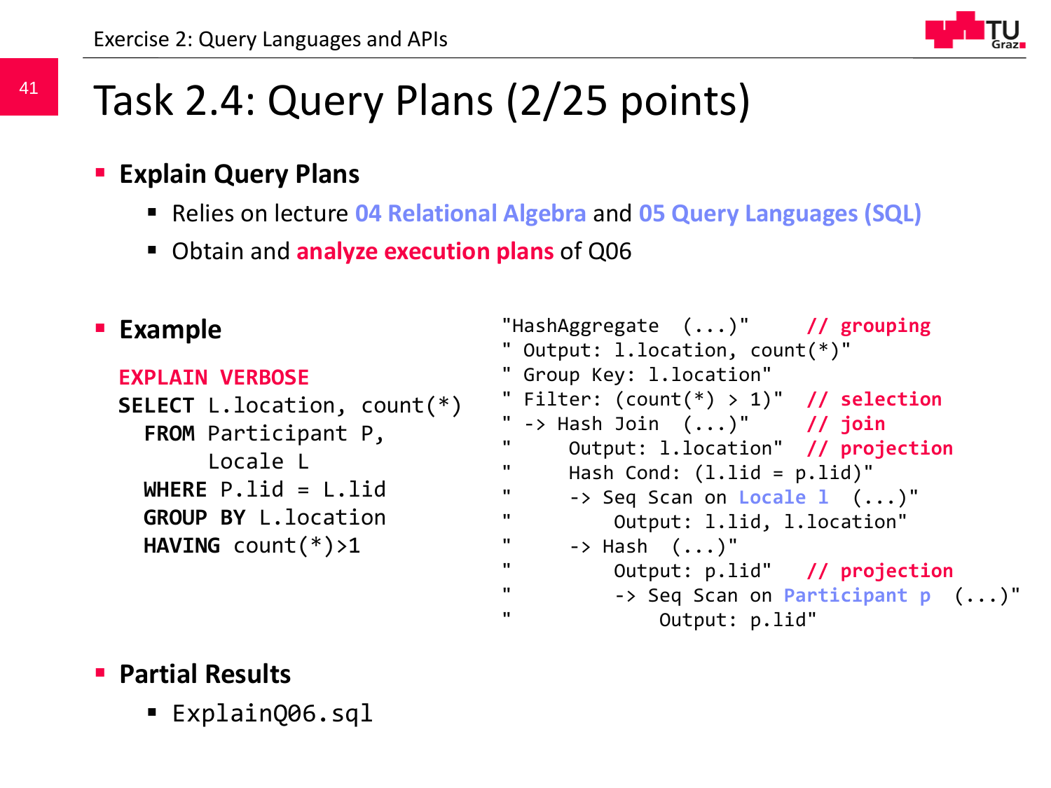# Task 2.4: Query Plans (2/25 points)

- **Explain Query Plans**
  - Relies on lecture **04 Relational Algebra** and **05 Query Languages (SQL)**
  - Obtain and **analyze execution plans** of Q06

- **Example**

```
EXPLAIN VERBOSE
SELECT L.location, count(*)
  FROM Participant P,
       Locale L
  WHERE P.lid = L.lid
  GROUP BY L.location
  HAVING count(*)>1
```

```
"HashAggregate  (...)"       // grouping
" Output: l.location, count(*)"
" Group Key: l.location"
" Filter: (count(*) > 1)"   // selection
" -> Hash Join  (...)"       // join
"     Output: l.location"   // projection
"     Hash Cond: (l.lid = p.lid)"
"     -> Seq Scan on Locale l  (...)"
"         Output: l.lid, l.location"
"     -> Hash  (...)"
"         Output: p.lid"    // projection
"         -> Seq Scan on Participant p  (...)"
"             Output: p.lid"
```

- **Partial Results**
  - `ExplainQ06.sql`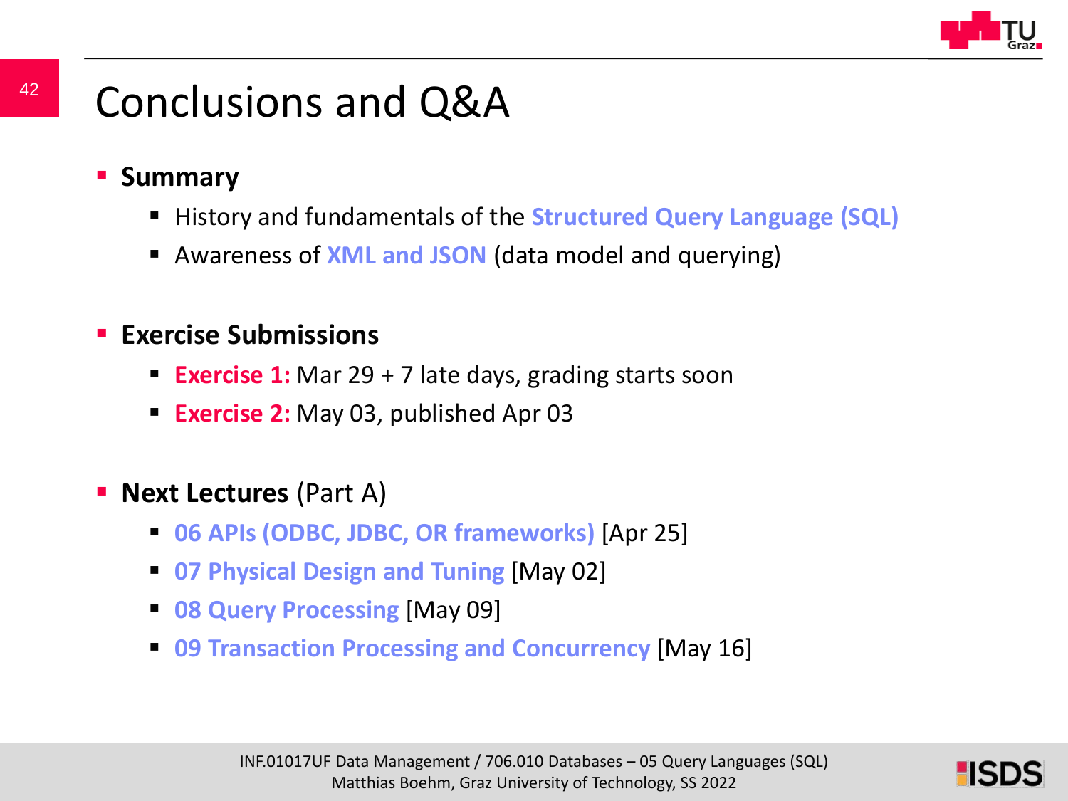# Conclusions and Q&A

- **Summary**
  - History and fundamentals of the **Structured Query Language (SQL)**
  - Awareness of **XML and JSON** (data model and querying)

- **Exercise Submissions**
  - **Exercise 1:** Mar 29 + 7 late days, grading starts soon
  - **Exercise 2:** May 03, published Apr 03

- **Next Lectures** (Part A)
  - **06 APIs (ODBC, JDBC, OR frameworks)** [Apr 25]
  - **07 Physical Design and Tuning** [May 02]
  - **08 Query Processing** [May 09]
  - **09 Transaction Processing and Concurrency** [May 16]